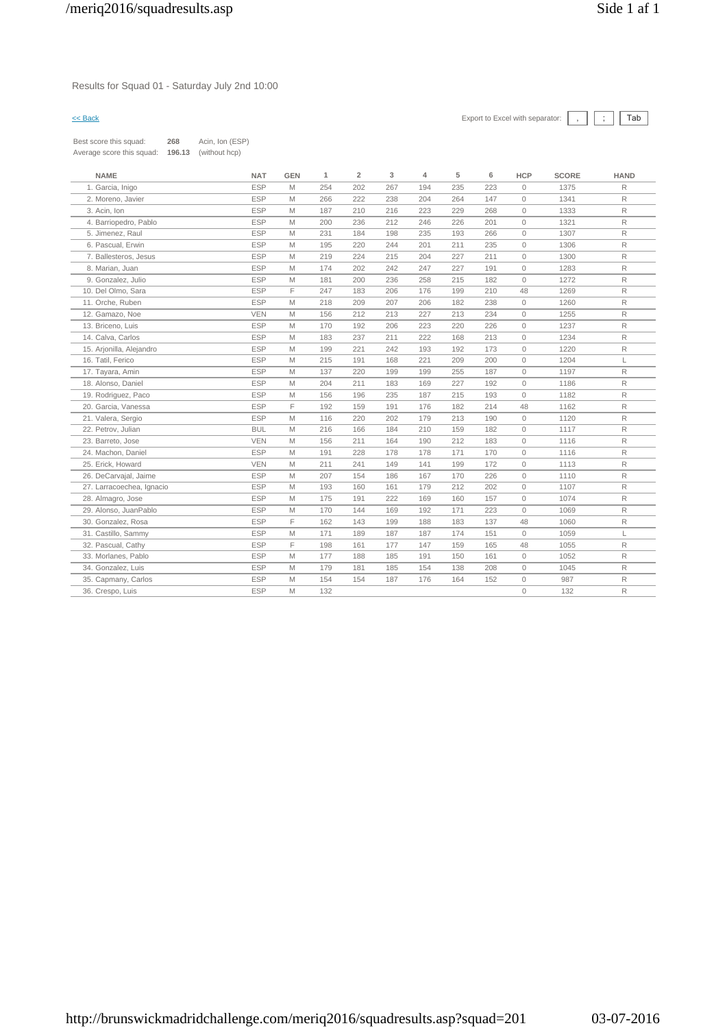Results for Squad 01 - Saturday July 2nd 10:00

<< Back

Export to Excel with separator: , ; Tab

Best score this squad: **268** Acin, Ion (ESP)
Average score this squad: **196.13** (without hcp)

| NAME | NAT | GEN | 1 | 2 | 3 | 4 | 5 | 6 | HCP | SCORE | HAND |
|---|---|---|---|---|---|---|---|---|---|---|---|
| 1. Garcia, Inigo | ESP | M | 254 | 202 | 267 | 194 | 235 | 223 | 0 | 1375 | R |
| 2. Moreno, Javier | ESP | M | 266 | 222 | 238 | 204 | 264 | 147 | 0 | 1341 | R |
| 3. Acin, Ion | ESP | M | 187 | 210 | 216 | 223 | 229 | 268 | 0 | 1333 | R |
| 4. Barriopedro, Pablo | ESP | M | 200 | 236 | 212 | 246 | 226 | 201 | 0 | 1321 | R |
| 5. Jimenez, Raul | ESP | M | 231 | 184 | 198 | 235 | 193 | 266 | 0 | 1307 | R |
| 6. Pascual, Erwin | ESP | M | 195 | 220 | 244 | 201 | 211 | 235 | 0 | 1306 | R |
| 7. Ballesteros, Jesus | ESP | M | 219 | 224 | 215 | 204 | 227 | 211 | 0 | 1300 | R |
| 8. Marian, Juan | ESP | M | 174 | 202 | 242 | 247 | 227 | 191 | 0 | 1283 | R |
| 9. Gonzalez, Julio | ESP | M | 181 | 200 | 236 | 258 | 215 | 182 | 0 | 1272 | R |
| 10. Del Olmo, Sara | ESP | F | 247 | 183 | 206 | 176 | 199 | 210 | 48 | 1269 | R |
| 11. Orche, Ruben | ESP | M | 218 | 209 | 207 | 206 | 182 | 238 | 0 | 1260 | R |
| 12. Gamazo, Noe | VEN | M | 156 | 212 | 213 | 227 | 213 | 234 | 0 | 1255 | R |
| 13. Briceno, Luis | ESP | M | 170 | 192 | 206 | 223 | 220 | 226 | 0 | 1237 | R |
| 14. Calva, Carlos | ESP | M | 183 | 237 | 211 | 222 | 168 | 213 | 0 | 1234 | R |
| 15. Arjonilla, Alejandro | ESP | M | 199 | 221 | 242 | 193 | 192 | 173 | 0 | 1220 | R |
| 16. Tatil, Ferico | ESP | M | 215 | 191 | 168 | 221 | 209 | 200 | 0 | 1204 | L |
| 17. Tayara, Amin | ESP | M | 137 | 220 | 199 | 199 | 255 | 187 | 0 | 1197 | R |
| 18. Alonso, Daniel | ESP | M | 204 | 211 | 183 | 169 | 227 | 192 | 0 | 1186 | R |
| 19. Rodriguez, Paco | ESP | M | 156 | 196 | 235 | 187 | 215 | 193 | 0 | 1182 | R |
| 20. Garcia, Vanessa | ESP | F | 192 | 159 | 191 | 176 | 182 | 214 | 48 | 1162 | R |
| 21. Valera, Sergio | ESP | M | 116 | 220 | 202 | 179 | 213 | 190 | 0 | 1120 | R |
| 22. Petrov, Julian | BUL | M | 216 | 166 | 184 | 210 | 159 | 182 | 0 | 1117 | R |
| 23. Barreto, Jose | VEN | M | 156 | 211 | 164 | 190 | 212 | 183 | 0 | 1116 | R |
| 24. Machon, Daniel | ESP | M | 191 | 228 | 178 | 178 | 171 | 170 | 0 | 1116 | R |
| 25. Erick, Howard | VEN | M | 211 | 241 | 149 | 141 | 199 | 172 | 0 | 1113 | R |
| 26. DeCarvajal, Jaime | ESP | M | 207 | 154 | 186 | 167 | 170 | 226 | 0 | 1110 | R |
| 27. Larracoechea, Ignacio | ESP | M | 193 | 160 | 161 | 179 | 212 | 202 | 0 | 1107 | R |
| 28. Almagro, Jose | ESP | M | 175 | 191 | 222 | 169 | 160 | 157 | 0 | 1074 | R |
| 29. Alonso, JuanPablo | ESP | M | 170 | 144 | 169 | 192 | 171 | 223 | 0 | 1069 | R |
| 30. Gonzalez, Rosa | ESP | F | 162 | 143 | 199 | 188 | 183 | 137 | 48 | 1060 | R |
| 31. Castillo, Sammy | ESP | M | 171 | 189 | 187 | 187 | 174 | 151 | 0 | 1059 | L |
| 32. Pascual, Cathy | ESP | F | 198 | 161 | 177 | 147 | 159 | 165 | 48 | 1055 | R |
| 33. Morlanes, Pablo | ESP | M | 177 | 188 | 185 | 191 | 150 | 161 | 0 | 1052 | R |
| 34. Gonzalez, Luis | ESP | M | 179 | 181 | 185 | 154 | 138 | 208 | 0 | 1045 | R |
| 35. Capmany, Carlos | ESP | M | 154 | 154 | 187 | 176 | 164 | 152 | 0 | 987 | R |
| 36. Crespo, Luis | ESP | M | 132 | | | | | | 0 | 132 | R |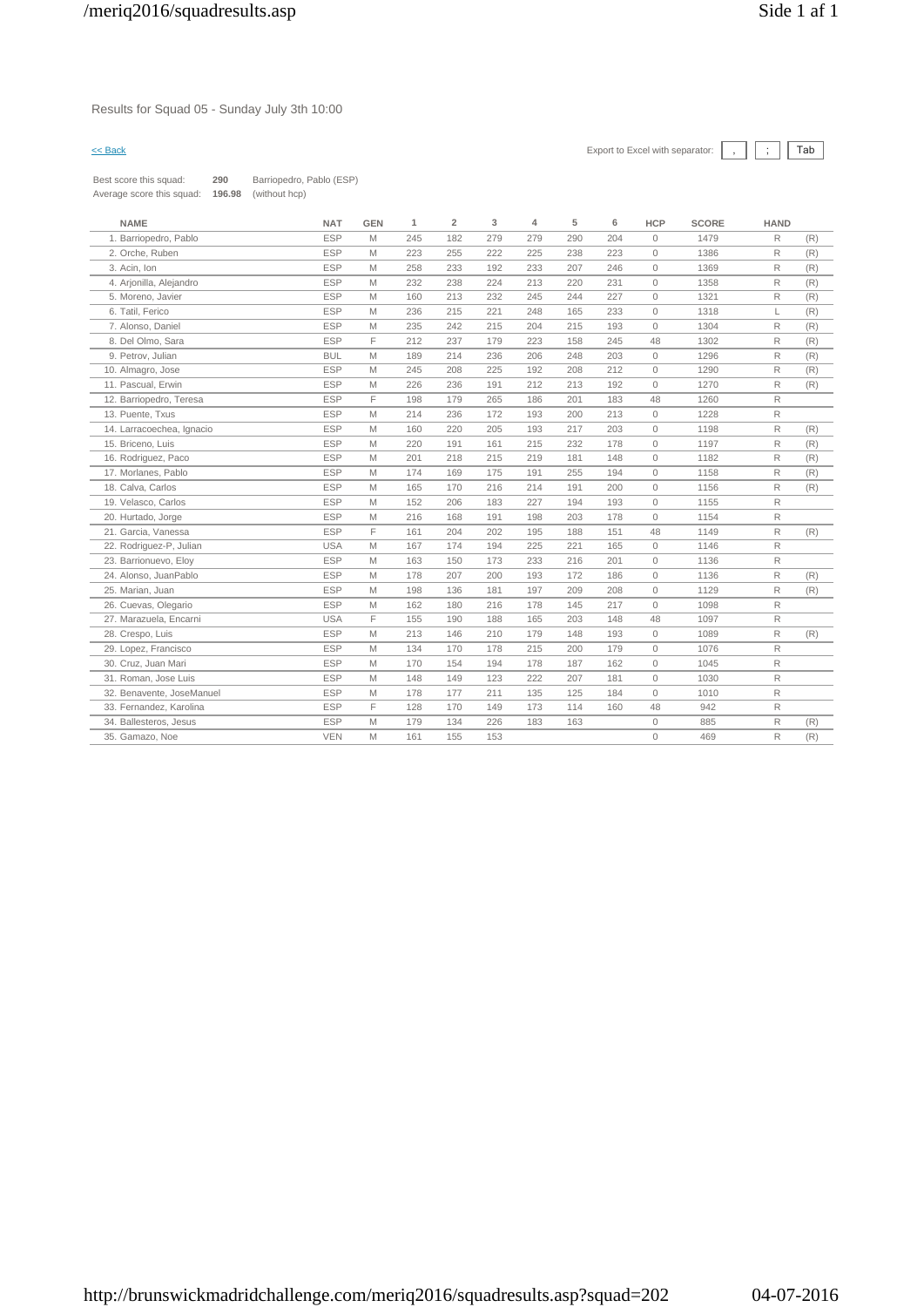Results for Squad 05 - Sunday July 3th 10:00

<< Back

Export to Excel with separator: , ; Tab

Best score this squad: **290** Barriopedro, Pablo (ESP)
Average score this squad: **196.98** (without hcp)

| NAME | NAT | GEN | 1 | 2 | 3 | 4 | 5 | 6 | HCP | SCORE | HAND | |
|---|---|---|---|---|---|---|---|---|---|---|---|---|
| 1. Barriopedro, Pablo | ESP | M | 245 | 182 | 279 | 279 | 290 | 204 | 0 | 1479 | R | (R) |
| 2. Orche, Ruben | ESP | M | 223 | 255 | 222 | 225 | 238 | 223 | 0 | 1386 | R | (R) |
| 3. Acin, Ion | ESP | M | 258 | 233 | 192 | 233 | 207 | 246 | 0 | 1369 | R | (R) |
| 4. Arjonilla, Alejandro | ESP | M | 232 | 238 | 224 | 213 | 220 | 231 | 0 | 1358 | R | (R) |
| 5. Moreno, Javier | ESP | M | 160 | 213 | 232 | 245 | 244 | 227 | 0 | 1321 | R | (R) |
| 6. Tatil, Ferico | ESP | M | 236 | 215 | 221 | 248 | 165 | 233 | 0 | 1318 | L | (R) |
| 7. Alonso, Daniel | ESP | M | 235 | 242 | 215 | 204 | 215 | 193 | 0 | 1304 | R | (R) |
| 8. Del Olmo, Sara | ESP | F | 212 | 237 | 179 | 223 | 158 | 245 | 48 | 1302 | R | (R) |
| 9. Petrov, Julian | BUL | M | 189 | 214 | 236 | 206 | 248 | 203 | 0 | 1296 | R | (R) |
| 10. Almagro, Jose | ESP | M | 245 | 208 | 225 | 192 | 208 | 212 | 0 | 1290 | R | (R) |
| 11. Pascual, Erwin | ESP | M | 226 | 236 | 191 | 212 | 213 | 192 | 0 | 1270 | R | (R) |
| 12. Barriopedro, Teresa | ESP | F | 198 | 179 | 265 | 186 | 201 | 183 | 48 | 1260 | R | |
| 13. Puente, Txus | ESP | M | 214 | 236 | 172 | 193 | 200 | 213 | 0 | 1228 | R | |
| 14. Larracoechea, Ignacio | ESP | M | 160 | 220 | 205 | 193 | 217 | 203 | 0 | 1198 | R | (R) |
| 15. Briceno, Luis | ESP | M | 220 | 191 | 161 | 215 | 232 | 178 | 0 | 1197 | R | (R) |
| 16. Rodriguez, Paco | ESP | M | 201 | 218 | 215 | 219 | 181 | 148 | 0 | 1182 | R | (R) |
| 17. Morlanes, Pablo | ESP | M | 174 | 169 | 175 | 191 | 255 | 194 | 0 | 1158 | R | (R) |
| 18. Calva, Carlos | ESP | M | 165 | 170 | 216 | 214 | 191 | 200 | 0 | 1156 | R | (R) |
| 19. Velasco, Carlos | ESP | M | 152 | 206 | 183 | 227 | 194 | 193 | 0 | 1155 | R | |
| 20. Hurtado, Jorge | ESP | M | 216 | 168 | 191 | 198 | 203 | 178 | 0 | 1154 | R | |
| 21. Garcia, Vanessa | ESP | F | 161 | 204 | 202 | 195 | 188 | 151 | 48 | 1149 | R | (R) |
| 22. Rodriguez-P, Julian | USA | M | 167 | 174 | 194 | 225 | 221 | 165 | 0 | 1146 | R | |
| 23. Barrionuevo, Eloy | ESP | M | 163 | 150 | 173 | 233 | 216 | 201 | 0 | 1136 | R | |
| 24. Alonso, JuanPablo | ESP | M | 178 | 207 | 200 | 193 | 172 | 186 | 0 | 1136 | R | (R) |
| 25. Marian, Juan | ESP | M | 198 | 136 | 181 | 197 | 209 | 208 | 0 | 1129 | R | (R) |
| 26. Cuevas, Olegario | ESP | M | 162 | 180 | 216 | 178 | 145 | 217 | 0 | 1098 | R | |
| 27. Marazuela, Encarni | USA | F | 155 | 190 | 188 | 165 | 203 | 148 | 48 | 1097 | R | |
| 28. Crespo, Luis | ESP | M | 213 | 146 | 210 | 179 | 148 | 193 | 0 | 1089 | R | (R) |
| 29. Lopez, Francisco | ESP | M | 134 | 170 | 178 | 215 | 200 | 179 | 0 | 1076 | R | |
| 30. Cruz, Juan Mari | ESP | M | 170 | 154 | 194 | 178 | 187 | 162 | 0 | 1045 | R | |
| 31. Roman, Jose Luis | ESP | M | 148 | 149 | 123 | 222 | 207 | 181 | 0 | 1030 | R | |
| 32. Benavente, JoseManuel | ESP | M | 178 | 177 | 211 | 135 | 125 | 184 | 0 | 1010 | R | |
| 33. Fernandez, Karolina | ESP | F | 128 | 170 | 149 | 173 | 114 | 160 | 48 | 942 | R | |
| 34. Ballesteros, Jesus | ESP | M | 179 | 134 | 226 | 183 | 163 | | 0 | 885 | R | (R) |
| 35. Gamazo, Noe | VEN | M | 161 | 155 | 153 | | | | 0 | 469 | R | (R) |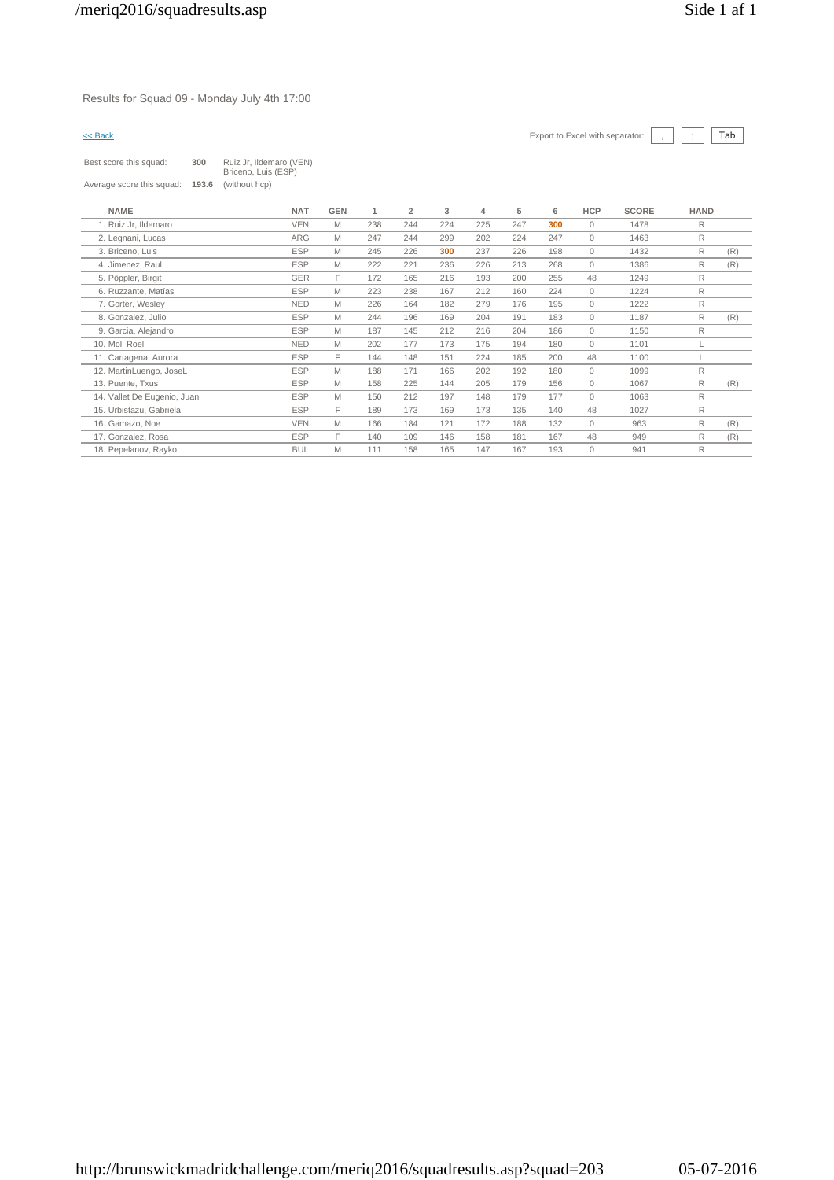Results for Squad 09 - Monday July 4th 17:00

<< Back

Export to Excel with separator: , ; Tab

| | | |
|---|---|---|
| Best score this squad: | **300** | Ruiz Jr, Ildemaro (VEN) Briceno, Luis (ESP) |
| Average score this squad: | **193.6** | (without hcp) |

| NAME | NAT | GEN | 1 | 2 | 3 | 4 | 5 | 6 | HCP | SCORE | HAND | |
|---|---|---|---|---|---|---|---|---|---|---|---|---|
| 1. Ruiz Jr, Ildemaro | VEN | M | 238 | 244 | 224 | 225 | 247 | **300** | 0 | 1478 | R | |
| 2. Legnani, Lucas | ARG | M | 247 | 244 | 299 | 202 | 224 | 247 | 0 | 1463 | R | |
| 3. Briceno, Luis | ESP | M | 245 | 226 | **300** | 237 | 226 | 198 | 0 | 1432 | R | (R) |
| 4. Jimenez, Raul | ESP | M | 222 | 221 | 236 | 226 | 213 | 268 | 0 | 1386 | R | (R) |
| 5. Pöppler, Birgit | GER | F | 172 | 165 | 216 | 193 | 200 | 255 | 48 | 1249 | R | |
| 6. Ruzzante, Matías | ESP | M | 223 | 238 | 167 | 212 | 160 | 224 | 0 | 1224 | R | |
| 7. Gorter, Wesley | NED | M | 226 | 164 | 182 | 279 | 176 | 195 | 0 | 1222 | R | |
| 8. Gonzalez, Julio | ESP | M | 244 | 196 | 169 | 204 | 191 | 183 | 0 | 1187 | R | (R) |
| 9. Garcia, Alejandro | ESP | M | 187 | 145 | 212 | 216 | 204 | 186 | 0 | 1150 | R | |
| 10. Mol, Roel | NED | M | 202 | 177 | 173 | 175 | 194 | 180 | 0 | 1101 | L | |
| 11. Cartagena, Aurora | ESP | F | 144 | 148 | 151 | 224 | 185 | 200 | 48 | 1100 | L | |
| 12. MartinLuengo, JoseL | ESP | M | 188 | 171 | 166 | 202 | 192 | 180 | 0 | 1099 | R | |
| 13. Puente, Txus | ESP | M | 158 | 225 | 144 | 205 | 179 | 156 | 0 | 1067 | R | (R) |
| 14. Vallet De Eugenio, Juan | ESP | M | 150 | 212 | 197 | 148 | 179 | 177 | 0 | 1063 | R | |
| 15. Urbistazu, Gabriela | ESP | F | 189 | 173 | 169 | 173 | 135 | 140 | 48 | 1027 | R | |
| 16. Gamazo, Noe | VEN | M | 166 | 184 | 121 | 172 | 188 | 132 | 0 | 963 | R | (R) |
| 17. Gonzalez, Rosa | ESP | F | 140 | 109 | 146 | 158 | 181 | 167 | 48 | 949 | R | (R) |
| 18. Pepelanov, Rayko | BUL | M | 111 | 158 | 165 | 147 | 167 | 193 | 0 | 941 | R | |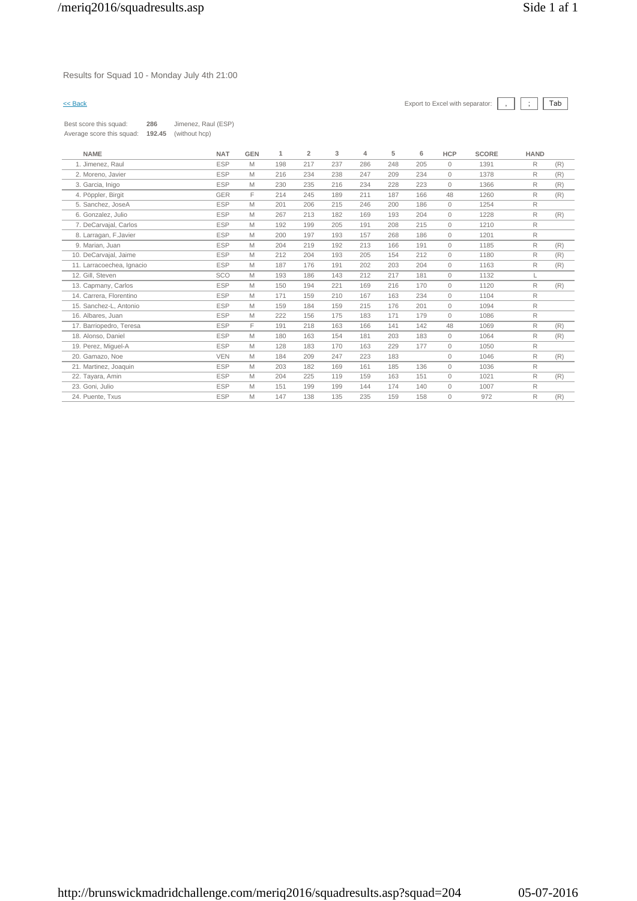Results for Squad 10 - Monday July 4th 21:00

<< Back

Export to Excel with separator: , ; Tab

Best score this squad: **286** Jimenez, Raul (ESP)
Average score this squad: **192.45** (without hcp)

| NAME | NAT | GEN | 1 | 2 | 3 | 4 | 5 | 6 | HCP | SCORE | HAND | |
|---|---|---|---|---|---|---|---|---|---|---|---|---|
| 1. Jimenez, Raul | ESP | M | 198 | 217 | 237 | 286 | 248 | 205 | 0 | 1391 | R | (R) |
| 2. Moreno, Javier | ESP | M | 216 | 234 | 238 | 247 | 209 | 234 | 0 | 1378 | R | (R) |
| 3. Garcia, Inigo | ESP | M | 230 | 235 | 216 | 234 | 228 | 223 | 0 | 1366 | R | (R) |
| 4. Pöppler, Birgit | GER | F | 214 | 245 | 189 | 211 | 187 | 166 | 48 | 1260 | R | (R) |
| 5. Sanchez, JoseA | ESP | M | 201 | 206 | 215 | 246 | 200 | 186 | 0 | 1254 | R | |
| 6. Gonzalez, Julio | ESP | M | 267 | 213 | 182 | 169 | 193 | 204 | 0 | 1228 | R | (R) |
| 7. DeCarvajal, Carlos | ESP | M | 192 | 199 | 205 | 191 | 208 | 215 | 0 | 1210 | R | |
| 8. Larragan, F.Javier | ESP | M | 200 | 197 | 193 | 157 | 268 | 186 | 0 | 1201 | R | |
| 9. Marian, Juan | ESP | M | 204 | 219 | 192 | 213 | 166 | 191 | 0 | 1185 | R | (R) |
| 10. DeCarvajal, Jaime | ESP | M | 212 | 204 | 193 | 205 | 154 | 212 | 0 | 1180 | R | (R) |
| 11. Larracoechea, Ignacio | ESP | M | 187 | 176 | 191 | 202 | 203 | 204 | 0 | 1163 | R | (R) |
| 12. Gill, Steven | SCO | M | 193 | 186 | 143 | 212 | 217 | 181 | 0 | 1132 | L | |
| 13. Capmany, Carlos | ESP | M | 150 | 194 | 221 | 169 | 216 | 170 | 0 | 1120 | R | (R) |
| 14. Carrera, Florentino | ESP | M | 171 | 159 | 210 | 167 | 163 | 234 | 0 | 1104 | R | |
| 15. Sanchez-L, Antonio | ESP | M | 159 | 184 | 159 | 215 | 176 | 201 | 0 | 1094 | R | |
| 16. Albares, Juan | ESP | M | 222 | 156 | 175 | 183 | 171 | 179 | 0 | 1086 | R | |
| 17. Barriopedro, Teresa | ESP | F | 191 | 218 | 163 | 166 | 141 | 142 | 48 | 1069 | R | (R) |
| 18. Alonso, Daniel | ESP | M | 180 | 163 | 154 | 181 | 203 | 183 | 0 | 1064 | R | (R) |
| 19. Perez, Miguel-A | ESP | M | 128 | 183 | 170 | 163 | 229 | 177 | 0 | 1050 | R | |
| 20. Gamazo, Noe | VEN | M | 184 | 209 | 247 | 223 | 183 | | 0 | 1046 | R | (R) |
| 21. Martinez, Joaquin | ESP | M | 203 | 182 | 169 | 161 | 185 | 136 | 0 | 1036 | R | |
| 22. Tayara, Amin | ESP | M | 204 | 225 | 119 | 159 | 163 | 151 | 0 | 1021 | R | (R) |
| 23. Goni, Julio | ESP | M | 151 | 199 | 199 | 144 | 174 | 140 | 0 | 1007 | R | |
| 24. Puente, Txus | ESP | M | 147 | 138 | 135 | 235 | 159 | 158 | 0 | 972 | R | (R) |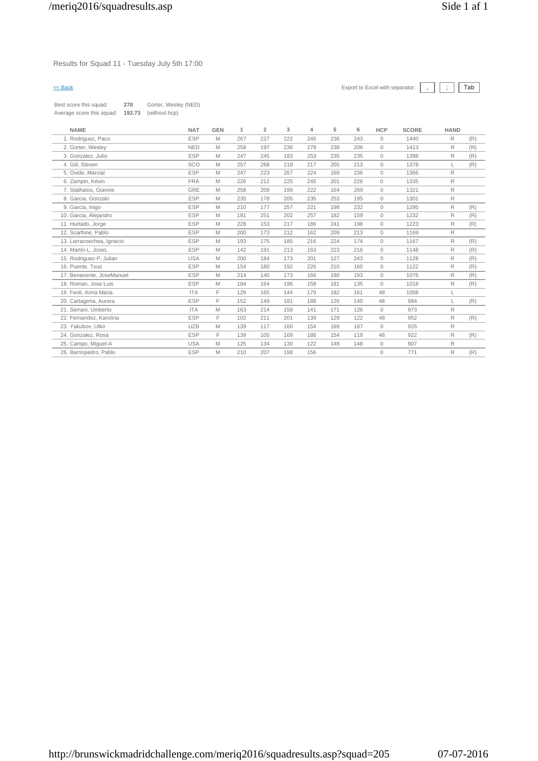Results for Squad 11 - Tuesday July 5th 17:00

<< Back

Export to Excel with separator: , ; Tab

Best score this squad: **278** Gorter, Wesley (NED)
Average score this squad: **192.73** (without hcp)

| NAME | NAT | GEN | 1 | 2 | 3 | 4 | 5 | 6 | HCP | SCORE | HAND | |
|---|---|---|---|---|---|---|---|---|---|---|---|---|
| 1. Rodriguez, Paco | ESP | M | 267 | 227 | 222 | 245 | 236 | 243 | 0 | 1440 | R | (R) |
| 2. Gorter, Wesley | NED | M | 258 | 197 | 236 | 278 | 238 | 206 | 0 | 1413 | R | (R) |
| 3. Gonzalez, Julio | ESP | M | 247 | 245 | 183 | 253 | 235 | 235 | 0 | 1398 | R | (R) |
| 4. Gill, Steven | SCO | M | 257 | 268 | 218 | 217 | 205 | 213 | 0 | 1378 | L | (R) |
| 5. Ovide, Marcial | ESP | M | 247 | 223 | 267 | 224 | 169 | 236 | 0 | 1366 | R | |
| 6. Zampin, Kévin | FRA | M | 226 | 212 | 225 | 245 | 201 | 226 | 0 | 1335 | R | |
| 7. Stathatos, Giannis | GRE | M | 258 | 209 | 199 | 222 | 164 | 269 | 0 | 1321 | R | |
| 8. Garcia, Gonzalo | ESP | M | 235 | 178 | 205 | 235 | 253 | 195 | 0 | 1301 | R | |
| 9. Garcia, Inigo | ESP | M | 210 | 177 | 257 | 221 | 198 | 232 | 0 | 1295 | R | (R) |
| 10. Garcia, Alejandro | ESP | M | 181 | 251 | 202 | 257 | 182 | 159 | 0 | 1232 | R | (R) |
| 11. Hurtado, Jorge | ESP | M | 228 | 153 | 217 | 186 | 241 | 198 | 0 | 1223 | R | (R) |
| 12. Scarfone, Pablo | ESP | M | 200 | 173 | 212 | 162 | 209 | 213 | 0 | 1169 | R | |
| 13. Larracoechea, Ignacio | ESP | M | 193 | 175 | 185 | 216 | 224 | 174 | 0 | 1167 | R | (R) |
| 14. Martin-L, JoseL | ESP | M | 142 | 191 | 213 | 163 | 223 | 216 | 0 | 1148 | R | (R) |
| 15. Rodriguez-P, Julian | USA | M | 200 | 184 | 173 | 201 | 127 | 243 | 0 | 1128 | R | (R) |
| 16. Puente, Txus | ESP | M | 154 | 180 | 192 | 226 | 210 | 160 | 0 | 1122 | R | (R) |
| 17. Benavente, JoseManuel | ESP | M | 214 | 140 | 173 | 166 | 190 | 193 | 0 | 1076 | R | (R) |
| 18. Roman, Jose Luis | ESP | M | 184 | 164 | 196 | 158 | 181 | 135 | 0 | 1018 | R | (R) |
| 19. Feoli, Anna Maria | ITA | F | 129 | 165 | 144 | 179 | 182 | 161 | 48 | 1008 | L | |
| 20. Cartagena, Aurora | ESP | F | 152 | 149 | 181 | 188 | 126 | 140 | 48 | 984 | L | (R) |
| 21. Serrani, Umberto | ITA | M | 163 | 214 | 158 | 141 | 171 | 126 | 0 | 973 | R | |
| 22. Fernandez, Karolina | ESP | F | 102 | 211 | 201 | 139 | 129 | 122 | 48 | 952 | R | (R) |
| 23. Yakubov, Utkir | UZB | M | 139 | 117 | 160 | 154 | 189 | 167 | 0 | 926 | R | |
| 24. Gonzalez, Rosa | ESP | F | 139 | 105 | 169 | 188 | 154 | 119 | 48 | 922 | R | (R) |
| 25. Campo, Miguel-A | USA | M | 125 | 134 | 130 | 122 | 148 | 148 | 0 | 807 | R | |
| 26. Barriopedro, Pablo | ESP | M | 210 | 207 | 198 | 156 | | | 0 | 771 | R | (R) |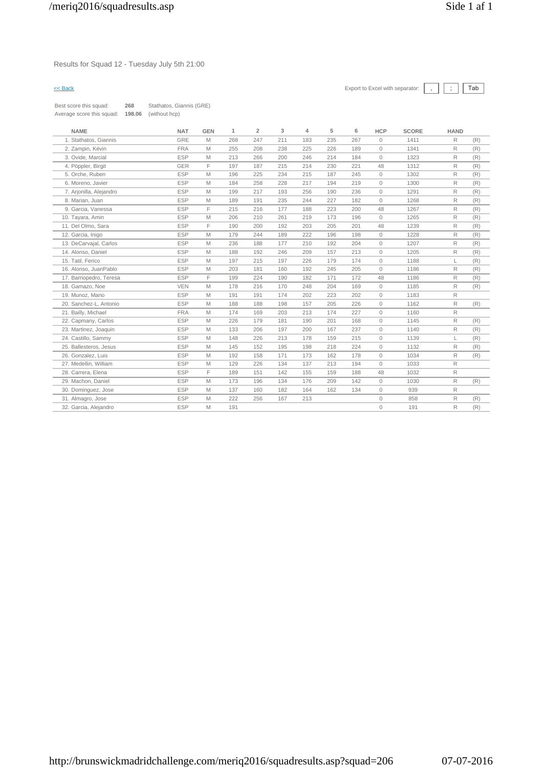Results for Squad 12 - Tuesday July 5th 21:00

<< Back

Export to Excel with separator: , ; Tab

Best score this squad: **268** Stathatos, Giannis (GRE)
Average score this squad: **198.06** (without hcp)

| NAME | NAT | GEN | 1 | 2 | 3 | 4 | 5 | 6 | HCP | SCORE | HAND | |
|---|---|---|---|---|---|---|---|---|---|---|---|---|
| 1. Stathatos, Giannis | GRE | M | 268 | 247 | 211 | 183 | 235 | 267 | 0 | 1411 | R | (R) |
| 2. Zampin, Kévin | FRA | M | 255 | 208 | 238 | 225 | 226 | 189 | 0 | 1341 | R | (R) |
| 3. Ovide, Marcial | ESP | M | 213 | 266 | 200 | 246 | 214 | 184 | 0 | 1323 | R | (R) |
| 4. Pöppler, Birgit | GER | F | 197 | 187 | 215 | 214 | 230 | 221 | 48 | 1312 | R | (R) |
| 5. Orche, Ruben | ESP | M | 196 | 225 | 234 | 215 | 187 | 245 | 0 | 1302 | R | (R) |
| 6. Moreno, Javier | ESP | M | 184 | 258 | 228 | 217 | 194 | 219 | 0 | 1300 | R | (R) |
| 7. Arjonilla, Alejandro | ESP | M | 199 | 217 | 193 | 256 | 190 | 236 | 0 | 1291 | R | (R) |
| 8. Marian, Juan | ESP | M | 189 | 191 | 235 | 244 | 227 | 182 | 0 | 1268 | R | (R) |
| 9. Garcia, Vanessa | ESP | F | 215 | 216 | 177 | 188 | 223 | 200 | 48 | 1267 | R | (R) |
| 10. Tayara, Amin | ESP | M | 206 | 210 | 261 | 219 | 173 | 196 | 0 | 1265 | R | (R) |
| 11. Del Olmo, Sara | ESP | F | 190 | 200 | 192 | 203 | 205 | 201 | 48 | 1239 | R | (R) |
| 12. Garcia, Inigo | ESP | M | 179 | 244 | 189 | 222 | 196 | 198 | 0 | 1228 | R | (R) |
| 13. DeCarvajal, Carlos | ESP | M | 236 | 188 | 177 | 210 | 192 | 204 | 0 | 1207 | R | (R) |
| 14. Alonso, Daniel | ESP | M | 188 | 192 | 246 | 209 | 157 | 213 | 0 | 1205 | R | (R) |
| 15. Tatil, Ferico | ESP | M | 197 | 215 | 197 | 226 | 179 | 174 | 0 | 1188 | L | (R) |
| 16. Alonso, JuanPablo | ESP | M | 203 | 181 | 160 | 192 | 245 | 205 | 0 | 1186 | R | (R) |
| 17. Barriopedro, Teresa | ESP | F | 199 | 224 | 190 | 182 | 171 | 172 | 48 | 1186 | R | (R) |
| 18. Gamazo, Noe | VEN | M | 178 | 216 | 170 | 248 | 204 | 169 | 0 | 1185 | R | (R) |
| 19. Munoz, Mario | ESP | M | 191 | 191 | 174 | 202 | 223 | 202 | 0 | 1183 | R | |
| 20. Sanchez-L, Antonio | ESP | M | 188 | 188 | 198 | 157 | 205 | 226 | 0 | 1162 | R | (R) |
| 21. Bailly, Michael | FRA | M | 174 | 169 | 203 | 213 | 174 | 227 | 0 | 1160 | R | |
| 22. Capmany, Carlos | ESP | M | 226 | 179 | 181 | 190 | 201 | 168 | 0 | 1145 | R | (R) |
| 23. Martinez, Joaquin | ESP | M | 133 | 206 | 197 | 200 | 167 | 237 | 0 | 1140 | R | (R) |
| 24. Castillo, Sammy | ESP | M | 148 | 226 | 213 | 178 | 159 | 215 | 0 | 1139 | L | (R) |
| 25. Ballesteros, Jesus | ESP | M | 145 | 152 | 195 | 198 | 218 | 224 | 0 | 1132 | R | (R) |
| 26. Gonzalez, Luis | ESP | M | 192 | 158 | 171 | 173 | 162 | 178 | 0 | 1034 | R | (R) |
| 27. Medellin, William | ESP | M | 129 | 226 | 134 | 137 | 213 | 194 | 0 | 1033 | R | |
| 28. Carrera, Elena | ESP | F | 189 | 151 | 142 | 155 | 159 | 188 | 48 | 1032 | R | |
| 29. Machon, Daniel | ESP | M | 173 | 196 | 134 | 176 | 209 | 142 | 0 | 1030 | R | (R) |
| 30. Dominguez, Jose | ESP | M | 137 | 160 | 182 | 164 | 162 | 134 | 0 | 939 | R | |
| 31. Almagro, Jose | ESP | M | 222 | 256 | 167 | 213 | | | 0 | 858 | R | (R) |
| 32. Garcia, Alejandro | ESP | M | 191 | | | | | | 0 | 191 | R | (R) |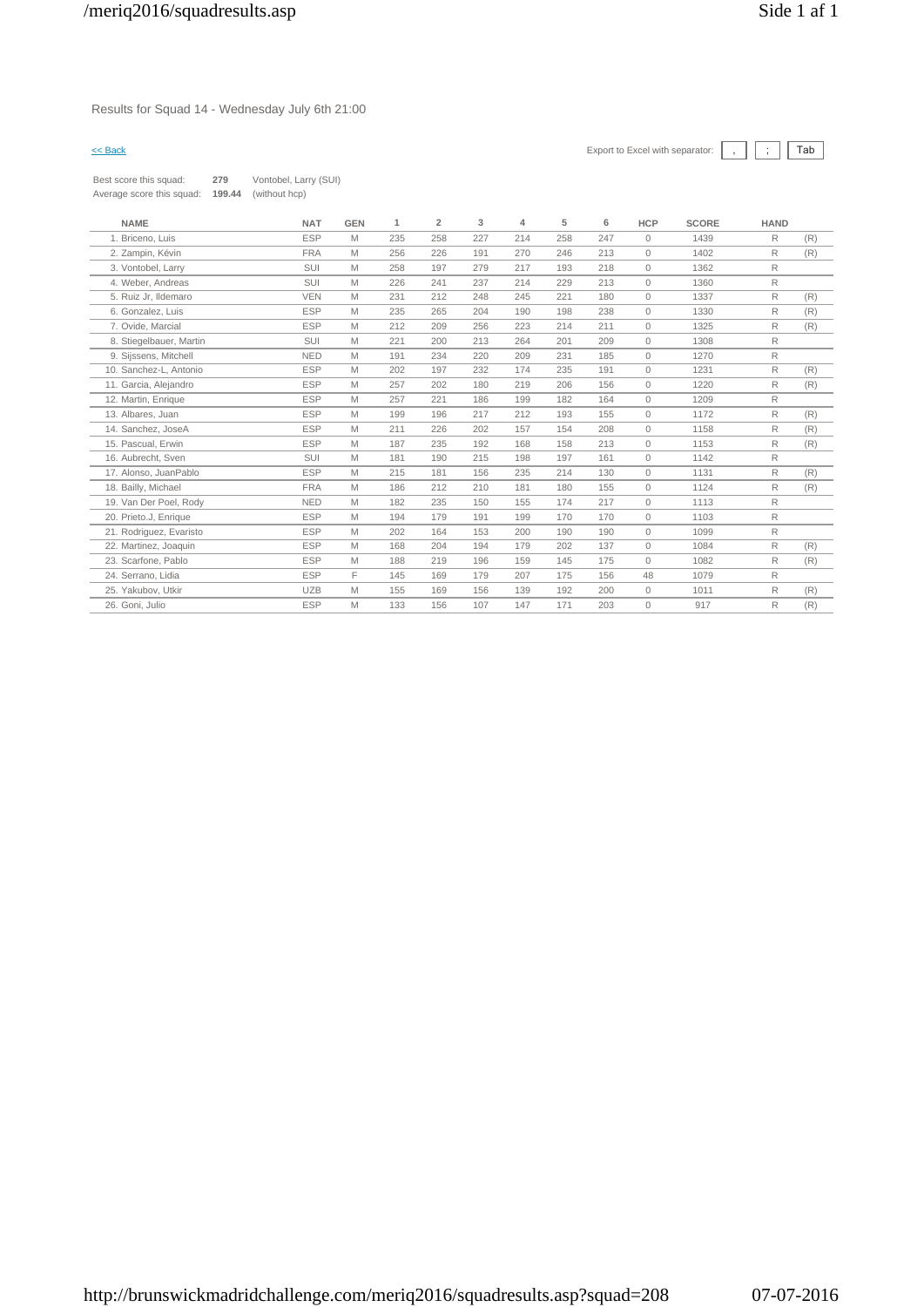Results for Squad 14 - Wednesday July 6th 21:00

<< Back

Export to Excel with separator: | , | ; | Tab |

Best score this squad: **279** Vontobel, Larry (SUI)
Average score this squad: **199.44** (without hcp)

| NAME | NAT | GEN | 1 | 2 | 3 | 4 | 5 | 6 | HCP | SCORE | HAND | |
|---|---|---|---|---|---|---|---|---|---|---|---|---|
| 1. Briceno, Luis | ESP | M | 235 | 258 | 227 | 214 | 258 | 247 | 0 | 1439 | R | (R) |
| 2. Zampin, Kévin | FRA | M | 256 | 226 | 191 | 270 | 246 | 213 | 0 | 1402 | R | (R) |
| 3. Vontobel, Larry | SUI | M | 258 | 197 | 279 | 217 | 193 | 218 | 0 | 1362 | R | |
| 4. Weber, Andreas | SUI | M | 226 | 241 | 237 | 214 | 229 | 213 | 0 | 1360 | R | |
| 5. Ruiz Jr, Ildemaro | VEN | M | 231 | 212 | 248 | 245 | 221 | 180 | 0 | 1337 | R | (R) |
| 6. Gonzalez, Luis | ESP | M | 235 | 265 | 204 | 190 | 198 | 238 | 0 | 1330 | R | (R) |
| 7. Ovide, Marcial | ESP | M | 212 | 209 | 256 | 223 | 214 | 211 | 0 | 1325 | R | (R) |
| 8. Stiegelbauer, Martin | SUI | M | 221 | 200 | 213 | 264 | 201 | 209 | 0 | 1308 | R | |
| 9. Sijssens, Mitchell | NED | M | 191 | 234 | 220 | 209 | 231 | 185 | 0 | 1270 | R | |
| 10. Sanchez-L, Antonio | ESP | M | 202 | 197 | 232 | 174 | 235 | 191 | 0 | 1231 | R | (R) |
| 11. Garcia, Alejandro | ESP | M | 257 | 202 | 180 | 219 | 206 | 156 | 0 | 1220 | R | (R) |
| 12. Martin, Enrique | ESP | M | 257 | 221 | 186 | 199 | 182 | 164 | 0 | 1209 | R | |
| 13. Albares, Juan | ESP | M | 199 | 196 | 217 | 212 | 193 | 155 | 0 | 1172 | R | (R) |
| 14. Sanchez, JoseA | ESP | M | 211 | 226 | 202 | 157 | 154 | 208 | 0 | 1158 | R | (R) |
| 15. Pascual, Erwin | ESP | M | 187 | 235 | 192 | 168 | 158 | 213 | 0 | 1153 | R | (R) |
| 16. Aubrecht, Sven | SUI | M | 181 | 190 | 215 | 198 | 197 | 161 | 0 | 1142 | R | |
| 17. Alonso, JuanPablo | ESP | M | 215 | 181 | 156 | 235 | 214 | 130 | 0 | 1131 | R | (R) |
| 18. Bailly, Michael | FRA | M | 186 | 212 | 210 | 181 | 180 | 155 | 0 | 1124 | R | (R) |
| 19. Van Der Poel, Rody | NED | M | 182 | 235 | 150 | 155 | 174 | 217 | 0 | 1113 | R | |
| 20. Prieto.J, Enrique | ESP | M | 194 | 179 | 191 | 199 | 170 | 170 | 0 | 1103 | R | |
| 21. Rodriguez, Evaristo | ESP | M | 202 | 164 | 153 | 200 | 190 | 190 | 0 | 1099 | R | |
| 22. Martinez, Joaquin | ESP | M | 168 | 204 | 194 | 179 | 202 | 137 | 0 | 1084 | R | (R) |
| 23. Scarfone, Pablo | ESP | M | 188 | 219 | 196 | 159 | 145 | 175 | 0 | 1082 | R | (R) |
| 24. Serrano, Lidia | ESP | F | 145 | 169 | 179 | 207 | 175 | 156 | 48 | 1079 | R | |
| 25. Yakubov, Utkir | UZB | M | 155 | 169 | 156 | 139 | 192 | 200 | 0 | 1011 | R | (R) |
| 26. Goni, Julio | ESP | M | 133 | 156 | 107 | 147 | 171 | 203 | 0 | 917 | R | (R) |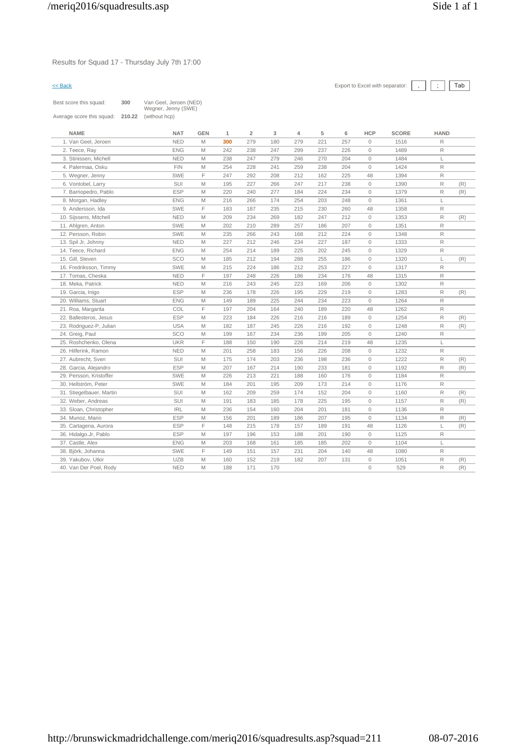Results for Squad 17 - Thursday July 7th 17:00

<< Back

Export to Excel with separator: , ; Tab

Best score this squad: **300** Van Geel, Jeroen (NED) Wegner, Jenny (SWE)

Average score this squad: **210.22** (without hcp)

| NAME | NAT | GEN | 1 | 2 | 3 | 4 | 5 | 6 | HCP | SCORE | HAND | |
|---|---|---|---|---|---|---|---|---|---|---|---|---|
| 1. Van Geel, Jeroen | NED | M | 300 | 279 | 180 | 279 | 221 | 257 | 0 | 1516 | R | |
| 2. Teece, Ray | ENG | M | 242 | 238 | 247 | 299 | 237 | 226 | 0 | 1489 | R | |
| 3. Stinissen, Michell | NED | M | 238 | 247 | 279 | 246 | 270 | 204 | 0 | 1484 | L | |
| 4. Palermaa, Osku | FIN | M | 254 | 228 | 241 | 259 | 238 | 204 | 0 | 1424 | R | |
| 5. Wegner, Jenny | SWE | F | 247 | 292 | 208 | 212 | 162 | 225 | 48 | 1394 | R | |
| 6. Vontobel, Larry | SUI | M | 195 | 227 | 266 | 247 | 217 | 238 | 0 | 1390 | R | (R) |
| 7. Barriopedro, Pablo | ESP | M | 220 | 240 | 277 | 184 | 224 | 234 | 0 | 1379 | R | (R) |
| 8. Morgan, Hadley | ENG | M | 216 | 266 | 174 | 254 | 203 | 248 | 0 | 1361 | L | |
| 9. Andersson, Ida | SWE | F | 183 | 187 | 235 | 215 | 230 | 260 | 48 | 1358 | R | |
| 10. Sijssens, Mitchell | NED | M | 209 | 234 | 269 | 182 | 247 | 212 | 0 | 1353 | R | (R) |
| 11. Ahlgren, Anton | SWE | M | 202 | 210 | 289 | 257 | 186 | 207 | 0 | 1351 | R | |
| 12. Persson, Robin | SWE | M | 235 | 266 | 243 | 168 | 212 | 224 | 0 | 1348 | R | |
| 13. Spil Jr, Johnny | NED | M | 227 | 212 | 246 | 234 | 227 | 187 | 0 | 1333 | R | |
| 14. Teece, Richard | ENG | M | 254 | 214 | 189 | 225 | 202 | 245 | 0 | 1329 | R | |
| 15. Gill, Steven | SCO | M | 185 | 212 | 194 | 288 | 255 | 186 | 0 | 1320 | L | (R) |
| 16. Fredriksson, Timmy | SWE | M | 215 | 224 | 186 | 212 | 253 | 227 | 0 | 1317 | R | |
| 17. Tomas, Cheska | NED | F | 197 | 248 | 226 | 186 | 234 | 176 | 48 | 1315 | R | |
| 18. Meka, Patrick | NED | M | 216 | 243 | 245 | 223 | 169 | 206 | 0 | 1302 | R | |
| 19. Garcia, Inigo | ESP | M | 236 | 178 | 226 | 195 | 229 | 219 | 0 | 1283 | R | (R) |
| 20. Williams, Stuart | ENG | M | 149 | 189 | 225 | 244 | 234 | 223 | 0 | 1264 | R | |
| 21. Roa, Margarita | COL | F | 197 | 204 | 164 | 240 | 189 | 220 | 48 | 1262 | R | |
| 22. Ballesteros, Jesus | ESP | M | 223 | 184 | 226 | 216 | 216 | 189 | 0 | 1254 | R | (R) |
| 23. Rodriguez-P, Julian | USA | M | 182 | 187 | 245 | 226 | 216 | 192 | 0 | 1248 | R | (R) |
| 24. Greig, Paul | SCO | M | 199 | 167 | 234 | 236 | 199 | 205 | 0 | 1240 | R | |
| 25. Roshchenko, Olena | UKR | F | 188 | 150 | 190 | 226 | 214 | 219 | 48 | 1235 | L | |
| 26. Hilferink, Ramon | NED | M | 201 | 258 | 183 | 156 | 226 | 208 | 0 | 1232 | R | |
| 27. Aubrecht, Sven | SUI | M | 175 | 174 | 203 | 236 | 198 | 236 | 0 | 1222 | R | (R) |
| 28. Garcia, Alejandro | ESP | M | 207 | 167 | 214 | 190 | 233 | 181 | 0 | 1192 | R | (R) |
| 29. Persson, Kristoffer | SWE | M | 226 | 213 | 221 | 188 | 160 | 176 | 0 | 1184 | R | |
| 30. Hellström, Peter | SWE | M | 184 | 201 | 195 | 209 | 173 | 214 | 0 | 1176 | R | |
| 31. Stiegelbauer, Martin | SUI | M | 162 | 209 | 259 | 174 | 152 | 204 | 0 | 1160 | R | (R) |
| 32. Weber, Andreas | SUI | M | 191 | 183 | 185 | 178 | 225 | 195 | 0 | 1157 | R | (R) |
| 33. Sloan, Christopher | IRL | M | 236 | 154 | 160 | 204 | 201 | 181 | 0 | 1136 | R | |
| 34. Munoz, Mario | ESP | M | 156 | 201 | 189 | 186 | 207 | 195 | 0 | 1134 | R | (R) |
| 35. Cartagena, Aurora | ESP | F | 148 | 215 | 178 | 157 | 189 | 191 | 48 | 1126 | L | (R) |
| 36. Hidalgo.Jr, Pablo | ESP | M | 197 | 196 | 153 | 188 | 201 | 190 | 0 | 1125 | R | |
| 37. Castle, Alex | ENG | M | 203 | 168 | 161 | 185 | 185 | 202 | 0 | 1104 | L | |
| 38. Björk, Johanna | SWE | F | 149 | 151 | 157 | 231 | 204 | 140 | 48 | 1080 | R | |
| 39. Yakubov, Utkir | UZB | M | 160 | 152 | 219 | 182 | 207 | 131 | 0 | 1051 | R | (R) |
| 40. Van Der Poel, Rody | NED | M | 188 | 171 | 170 | | | | 0 | 529 | R | (R) |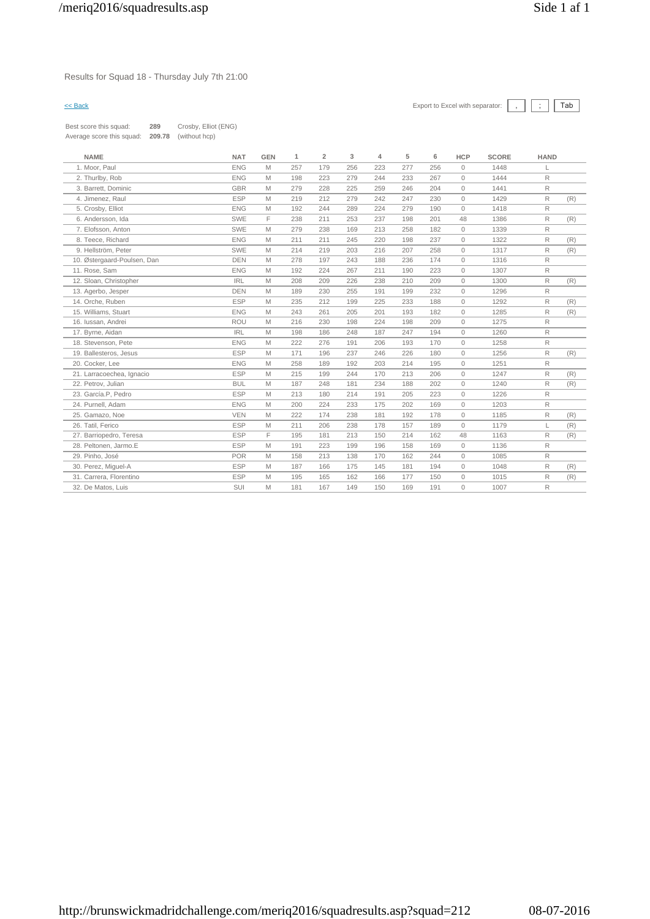Results for Squad 18 - Thursday July 7th 21:00

<< Back

Export to Excel with separator: | , | ; | Tab |

Best score this squad: **289** Crosby, Elliot (ENG)
Average score this squad: **209.78** (without hcp)

| NAME | NAT | GEN | 1 | 2 | 3 | 4 | 5 | 6 | HCP | SCORE | HAND | |
|---|---|---|---|---|---|---|---|---|---|---|---|---|
| 1. Moor, Paul | ENG | M | 257 | 179 | 256 | 223 | 277 | 256 | 0 | 1448 | L | |
| 2. Thurlby, Rob | ENG | M | 198 | 223 | 279 | 244 | 233 | 267 | 0 | 1444 | R | |
| 3. Barrett, Dominic | GBR | M | 279 | 228 | 225 | 259 | 246 | 204 | 0 | 1441 | R | |
| 4. Jimenez, Raul | ESP | M | 219 | 212 | 279 | 242 | 247 | 230 | 0 | 1429 | R | (R) |
| 5. Crosby, Elliot | ENG | M | 192 | 244 | 289 | 224 | 279 | 190 | 0 | 1418 | R | |
| 6. Andersson, Ida | SWE | F | 238 | 211 | 253 | 237 | 198 | 201 | 48 | 1386 | R | (R) |
| 7. Elofsson, Anton | SWE | M | 279 | 238 | 169 | 213 | 258 | 182 | 0 | 1339 | R | |
| 8. Teece, Richard | ENG | M | 211 | 211 | 245 | 220 | 198 | 237 | 0 | 1322 | R | (R) |
| 9. Hellström, Peter | SWE | M | 214 | 219 | 203 | 216 | 207 | 258 | 0 | 1317 | R | (R) |
| 10. Østergaard-Poulsen, Dan | DEN | M | 278 | 197 | 243 | 188 | 236 | 174 | 0 | 1316 | R | |
| 11. Rose, Sam | ENG | M | 192 | 224 | 267 | 211 | 190 | 223 | 0 | 1307 | R | |
| 12. Sloan, Christopher | IRL | M | 208 | 209 | 226 | 238 | 210 | 209 | 0 | 1300 | R | (R) |
| 13. Agerbo, Jesper | DEN | M | 189 | 230 | 255 | 191 | 199 | 232 | 0 | 1296 | R | |
| 14. Orche, Ruben | ESP | M | 235 | 212 | 199 | 225 | 233 | 188 | 0 | 1292 | R | (R) |
| 15. Williams, Stuart | ENG | M | 243 | 261 | 205 | 201 | 193 | 182 | 0 | 1285 | R | (R) |
| 16. Iussan, Andrei | ROU | M | 216 | 230 | 198 | 224 | 198 | 209 | 0 | 1275 | R | |
| 17. Byrne, Aidan | IRL | M | 198 | 186 | 248 | 187 | 247 | 194 | 0 | 1260 | R | |
| 18. Stevenson, Pete | ENG | M | 222 | 276 | 191 | 206 | 193 | 170 | 0 | 1258 | R | |
| 19. Ballesteros, Jesus | ESP | M | 171 | 196 | 237 | 246 | 226 | 180 | 0 | 1256 | R | (R) |
| 20. Cocker, Lee | ENG | M | 258 | 189 | 192 | 203 | 214 | 195 | 0 | 1251 | R | |
| 21. Larracoechea, Ignacio | ESP | M | 215 | 199 | 244 | 170 | 213 | 206 | 0 | 1247 | R | (R) |
| 22. Petrov, Julian | BUL | M | 187 | 248 | 181 | 234 | 188 | 202 | 0 | 1240 | R | (R) |
| 23. García.P, Pedro | ESP | M | 213 | 180 | 214 | 191 | 205 | 223 | 0 | 1226 | R | |
| 24. Purnell, Adam | ENG | M | 200 | 224 | 233 | 175 | 202 | 169 | 0 | 1203 | R | |
| 25. Gamazo, Noe | VEN | M | 222 | 174 | 238 | 181 | 192 | 178 | 0 | 1185 | R | (R) |
| 26. Tatil, Ferico | ESP | M | 211 | 206 | 238 | 178 | 157 | 189 | 0 | 1179 | L | (R) |
| 27. Barriopedro, Teresa | ESP | F | 195 | 181 | 213 | 150 | 214 | 162 | 48 | 1163 | R | (R) |
| 28. Peltonen, Jarmo.E | ESP | M | 191 | 223 | 199 | 196 | 158 | 169 | 0 | 1136 | R | |
| 29. Pinho, José | POR | M | 158 | 213 | 138 | 170 | 162 | 244 | 0 | 1085 | R | |
| 30. Perez, Miguel-A | ESP | M | 187 | 166 | 175 | 145 | 181 | 194 | 0 | 1048 | R | (R) |
| 31. Carrera, Florentino | ESP | M | 195 | 165 | 162 | 166 | 177 | 150 | 0 | 1015 | R | (R) |
| 32. De Matos, Luis | SUI | M | 181 | 167 | 149 | 150 | 169 | 191 | 0 | 1007 | R | |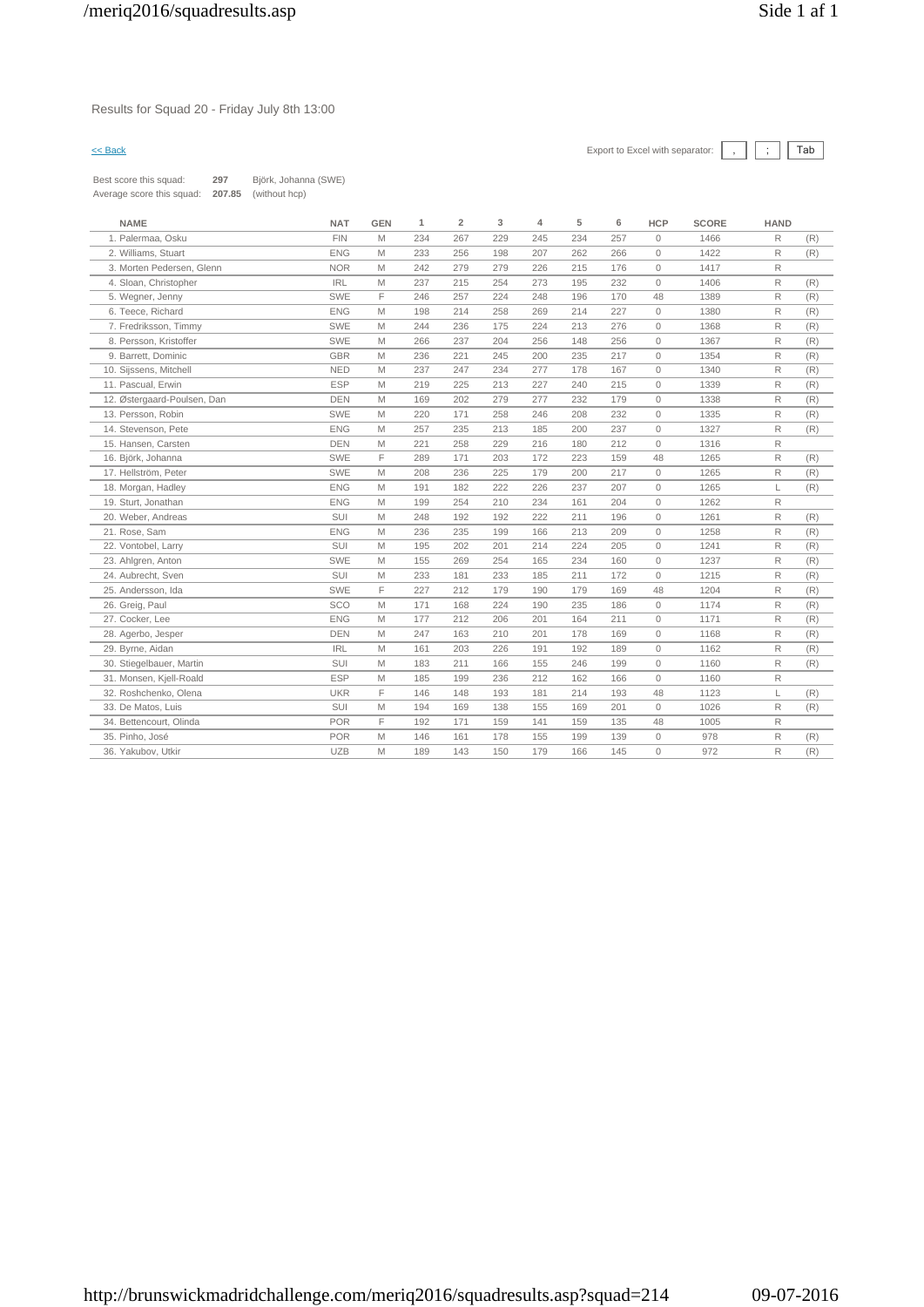Results for Squad 20 - Friday July 8th 13:00

<< Back

Export to Excel with separator: , ; Tab

Best score this squad: **297** Björk, Johanna (SWE)
Average score this squad: **207.85** (without hcp)

| NAME | NAT | GEN | 1 | 2 | 3 | 4 | 5 | 6 | HCP | SCORE | HAND | |
|---|---|---|---|---|---|---|---|---|---|---|---|---|
| 1. Palermaa, Osku | FIN | M | 234 | 267 | 229 | 245 | 234 | 257 | 0 | 1466 | R | (R) |
| 2. Williams, Stuart | ENG | M | 233 | 256 | 198 | 207 | 262 | 266 | 0 | 1422 | R | (R) |
| 3. Morten Pedersen, Glenn | NOR | M | 242 | 279 | 279 | 226 | 215 | 176 | 0 | 1417 | R | |
| 4. Sloan, Christopher | IRL | M | 237 | 215 | 254 | 273 | 195 | 232 | 0 | 1406 | R | (R) |
| 5. Wegner, Jenny | SWE | F | 246 | 257 | 224 | 248 | 196 | 170 | 48 | 1389 | R | (R) |
| 6. Teece, Richard | ENG | M | 198 | 214 | 258 | 269 | 214 | 227 | 0 | 1380 | R | (R) |
| 7. Fredriksson, Timmy | SWE | M | 244 | 236 | 175 | 224 | 213 | 276 | 0 | 1368 | R | (R) |
| 8. Persson, Kristoffer | SWE | M | 266 | 237 | 204 | 256 | 148 | 256 | 0 | 1367 | R | (R) |
| 9. Barrett, Dominic | GBR | M | 236 | 221 | 245 | 200 | 235 | 217 | 0 | 1354 | R | (R) |
| 10. Sijssens, Mitchell | NED | M | 237 | 247 | 234 | 277 | 178 | 167 | 0 | 1340 | R | (R) |
| 11. Pascual, Erwin | ESP | M | 219 | 225 | 213 | 227 | 240 | 215 | 0 | 1339 | R | (R) |
| 12. Østergaard-Poulsen, Dan | DEN | M | 169 | 202 | 279 | 277 | 232 | 179 | 0 | 1338 | R | (R) |
| 13. Persson, Robin | SWE | M | 220 | 171 | 258 | 246 | 208 | 232 | 0 | 1335 | R | (R) |
| 14. Stevenson, Pete | ENG | M | 257 | 235 | 213 | 185 | 200 | 237 | 0 | 1327 | R | (R) |
| 15. Hansen, Carsten | DEN | M | 221 | 258 | 229 | 216 | 180 | 212 | 0 | 1316 | R | |
| 16. Björk, Johanna | SWE | F | 289 | 171 | 203 | 172 | 223 | 159 | 48 | 1265 | R | (R) |
| 17. Hellström, Peter | SWE | M | 208 | 236 | 225 | 179 | 200 | 217 | 0 | 1265 | R | (R) |
| 18. Morgan, Hadley | ENG | M | 191 | 182 | 222 | 226 | 237 | 207 | 0 | 1265 | L | (R) |
| 19. Sturt, Jonathan | ENG | M | 199 | 254 | 210 | 234 | 161 | 204 | 0 | 1262 | R | |
| 20. Weber, Andreas | SUI | M | 248 | 192 | 192 | 222 | 211 | 196 | 0 | 1261 | R | (R) |
| 21. Rose, Sam | ENG | M | 236 | 235 | 199 | 166 | 213 | 209 | 0 | 1258 | R | (R) |
| 22. Vontobel, Larry | SUI | M | 195 | 202 | 201 | 214 | 224 | 205 | 0 | 1241 | R | (R) |
| 23. Ahlgren, Anton | SWE | M | 155 | 269 | 254 | 165 | 234 | 160 | 0 | 1237 | R | (R) |
| 24. Aubrecht, Sven | SUI | M | 233 | 181 | 233 | 185 | 211 | 172 | 0 | 1215 | R | (R) |
| 25. Andersson, Ida | SWE | F | 227 | 212 | 179 | 190 | 179 | 169 | 48 | 1204 | R | (R) |
| 26. Greig, Paul | SCO | M | 171 | 168 | 224 | 190 | 235 | 186 | 0 | 1174 | R | (R) |
| 27. Cocker, Lee | ENG | M | 177 | 212 | 206 | 201 | 164 | 211 | 0 | 1171 | R | (R) |
| 28. Agerbo, Jesper | DEN | M | 247 | 163 | 210 | 201 | 178 | 169 | 0 | 1168 | R | (R) |
| 29. Byrne, Aidan | IRL | M | 161 | 203 | 226 | 191 | 192 | 189 | 0 | 1162 | R | (R) |
| 30. Stiegelbauer, Martin | SUI | M | 183 | 211 | 166 | 155 | 246 | 199 | 0 | 1160 | R | (R) |
| 31. Monsen, Kjell-Roald | ESP | M | 185 | 199 | 236 | 212 | 162 | 166 | 0 | 1160 | R | |
| 32. Roshchenko, Olena | UKR | F | 146 | 148 | 193 | 181 | 214 | 193 | 48 | 1123 | L | (R) |
| 33. De Matos, Luis | SUI | M | 194 | 169 | 138 | 155 | 169 | 201 | 0 | 1026 | R | (R) |
| 34. Bettencourt, Olinda | POR | F | 192 | 171 | 159 | 141 | 159 | 135 | 48 | 1005 | R | |
| 35. Pinho, José | POR | M | 146 | 161 | 178 | 155 | 199 | 139 | 0 | 978 | R | (R) |
| 36. Yakubov, Utkir | UZB | M | 189 | 143 | 150 | 179 | 166 | 145 | 0 | 972 | R | (R) |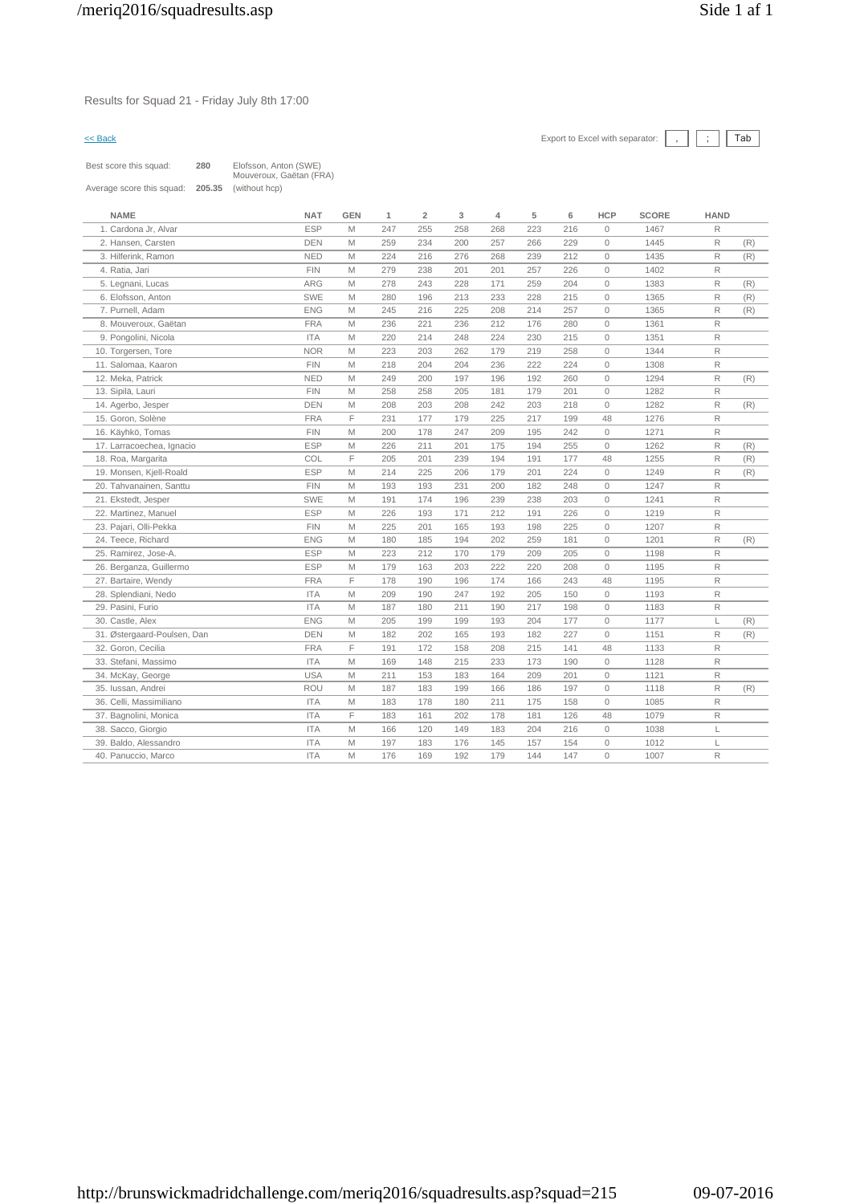Results for Squad 21 - Friday July 8th 17:00

<< Back

Export to Excel with separator: | , | ; | Tab |

Best score this squad: **280** Elofsson, Anton (SWE) Mouveroux, Gaëtan (FRA)

Average score this squad: **205.35** (without hcp)

| NAME | NAT | GEN | 1 | 2 | 3 | 4 | 5 | 6 | HCP | SCORE | HAND | |
|---|---|---|---|---|---|---|---|---|---|---|---|---|
| 1. Cardona Jr, Alvar | ESP | M | 247 | 255 | 258 | 268 | 223 | 216 | 0 | 1467 | R | |
| 2. Hansen, Carsten | DEN | M | 259 | 234 | 200 | 257 | 266 | 229 | 0 | 1445 | R | (R) |
| 3. Hilferink, Ramon | NED | M | 224 | 216 | 276 | 268 | 239 | 212 | 0 | 1435 | R | (R) |
| 4. Ratia, Jari | FIN | M | 279 | 238 | 201 | 201 | 257 | 226 | 0 | 1402 | R | |
| 5. Legnani, Lucas | ARG | M | 278 | 243 | 228 | 171 | 259 | 204 | 0 | 1383 | R | (R) |
| 6. Elofsson, Anton | SWE | M | 280 | 196 | 213 | 233 | 228 | 215 | 0 | 1365 | R | (R) |
| 7. Purnell, Adam | ENG | M | 245 | 216 | 225 | 208 | 214 | 257 | 0 | 1365 | R | (R) |
| 8. Mouveroux, Gaëtan | FRA | M | 236 | 221 | 236 | 212 | 176 | 280 | 0 | 1361 | R | |
| 9. Pongolini, Nicola | ITA | M | 220 | 214 | 248 | 224 | 230 | 215 | 0 | 1351 | R | |
| 10. Torgersen, Tore | NOR | M | 223 | 203 | 262 | 179 | 219 | 258 | 0 | 1344 | R | |
| 11. Salomaa, Kaaron | FIN | M | 218 | 204 | 204 | 236 | 222 | 224 | 0 | 1308 | R | |
| 12. Meka, Patrick | NED | M | 249 | 200 | 197 | 196 | 192 | 260 | 0 | 1294 | R | (R) |
| 13. Sipilä, Lauri | FIN | M | 258 | 258 | 205 | 181 | 179 | 201 | 0 | 1282 | R | |
| 14. Agerbo, Jesper | DEN | M | 208 | 203 | 208 | 242 | 203 | 218 | 0 | 1282 | R | (R) |
| 15. Goron, Solène | FRA | F | 231 | 177 | 179 | 225 | 217 | 199 | 48 | 1276 | R | |
| 16. Käyhkö, Tomas | FIN | M | 200 | 178 | 247 | 209 | 195 | 242 | 0 | 1271 | R | |
| 17. Larracoechea, Ignacio | ESP | M | 226 | 211 | 201 | 175 | 194 | 255 | 0 | 1262 | R | (R) |
| 18. Roa, Margarita | COL | F | 205 | 201 | 239 | 194 | 191 | 177 | 48 | 1255 | R | (R) |
| 19. Monsen, Kjell-Roald | ESP | M | 214 | 225 | 206 | 179 | 201 | 224 | 0 | 1249 | R | (R) |
| 20. Tahvanainen, Santtu | FIN | M | 193 | 193 | 231 | 200 | 182 | 248 | 0 | 1247 | R | |
| 21. Ekstedt, Jesper | SWE | M | 191 | 174 | 196 | 239 | 238 | 203 | 0 | 1241 | R | |
| 22. Martinez, Manuel | ESP | M | 226 | 193 | 171 | 212 | 191 | 226 | 0 | 1219 | R | |
| 23. Pajari, Olli-Pekka | FIN | M | 225 | 201 | 165 | 193 | 198 | 225 | 0 | 1207 | R | |
| 24. Teece, Richard | ENG | M | 180 | 185 | 194 | 202 | 259 | 181 | 0 | 1201 | R | (R) |
| 25. Ramirez, Jose-A. | ESP | M | 223 | 212 | 170 | 179 | 209 | 205 | 0 | 1198 | R | |
| 26. Berganza, Guillermo | ESP | M | 179 | 163 | 203 | 222 | 220 | 208 | 0 | 1195 | R | |
| 27. Bartaire, Wendy | FRA | F | 178 | 190 | 196 | 174 | 166 | 243 | 48 | 1195 | R | |
| 28. Splendiani, Nedo | ITA | M | 209 | 190 | 247 | 192 | 205 | 150 | 0 | 1193 | R | |
| 29. Pasini, Furio | ITA | M | 187 | 180 | 211 | 190 | 217 | 198 | 0 | 1183 | R | |
| 30. Castle, Alex | ENG | M | 205 | 199 | 199 | 193 | 204 | 177 | 0 | 1177 | L | (R) |
| 31. Østergaard-Poulsen, Dan | DEN | M | 182 | 202 | 165 | 193 | 182 | 227 | 0 | 1151 | R | (R) |
| 32. Goron, Cecilia | FRA | F | 191 | 172 | 158 | 208 | 215 | 141 | 48 | 1133 | R | |
| 33. Stefani, Massimo | ITA | M | 169 | 148 | 215 | 233 | 173 | 190 | 0 | 1128 | R | |
| 34. McKay, George | USA | M | 211 | 153 | 183 | 164 | 209 | 201 | 0 | 1121 | R | |
| 35. Iussan, Andrei | ROU | M | 187 | 183 | 199 | 166 | 186 | 197 | 0 | 1118 | R | (R) |
| 36. Celli, Massimiliano | ITA | M | 183 | 178 | 180 | 211 | 175 | 158 | 0 | 1085 | R | |
| 37. Bagnolini, Monica | ITA | F | 183 | 161 | 202 | 178 | 181 | 126 | 48 | 1079 | R | |
| 38. Sacco, Giorgio | ITA | M | 166 | 120 | 149 | 183 | 204 | 216 | 0 | 1038 | L | |
| 39. Baldo, Alessandro | ITA | M | 197 | 183 | 176 | 145 | 157 | 154 | 0 | 1012 | L | |
| 40. Panuccio, Marco | ITA | M | 176 | 169 | 192 | 179 | 144 | 147 | 0 | 1007 | R | |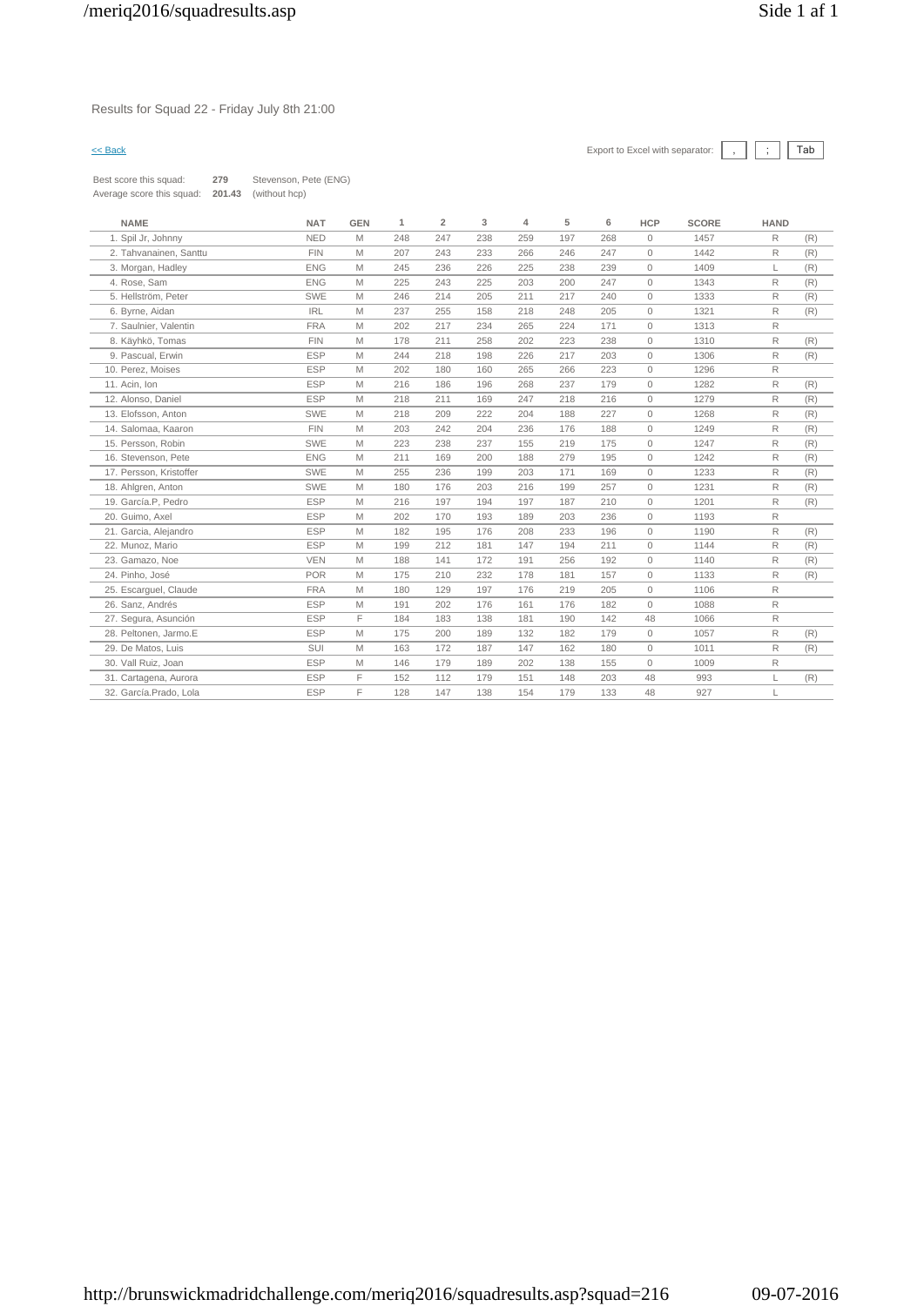Results for Squad 22 - Friday July 8th 21:00

<< Back

Export to Excel with separator: , ; Tab

Best score this squad: **279** Stevenson, Pete (ENG)
Average score this squad: **201.43** (without hcp)

| NAME | NAT | GEN | 1 | 2 | 3 | 4 | 5 | 6 | HCP | SCORE | HAND | |
|---|---|---|---|---|---|---|---|---|---|---|---|---|
| 1. Spil Jr, Johnny | NED | M | 248 | 247 | 238 | 259 | 197 | 268 | 0 | 1457 | R | (R) |
| 2. Tahvanainen, Santtu | FIN | M | 207 | 243 | 233 | 266 | 246 | 247 | 0 | 1442 | R | (R) |
| 3. Morgan, Hadley | ENG | M | 245 | 236 | 226 | 225 | 238 | 239 | 0 | 1409 | L | (R) |
| 4. Rose, Sam | ENG | M | 225 | 243 | 225 | 203 | 200 | 247 | 0 | 1343 | R | (R) |
| 5. Hellström, Peter | SWE | M | 246 | 214 | 205 | 211 | 217 | 240 | 0 | 1333 | R | (R) |
| 6. Byrne, Aidan | IRL | M | 237 | 255 | 158 | 218 | 248 | 205 | 0 | 1321 | R | (R) |
| 7. Saulnier, Valentin | FRA | M | 202 | 217 | 234 | 265 | 224 | 171 | 0 | 1313 | R | |
| 8. Käyhkö, Tomas | FIN | M | 178 | 211 | 258 | 202 | 223 | 238 | 0 | 1310 | R | (R) |
| 9. Pascual, Erwin | ESP | M | 244 | 218 | 198 | 226 | 217 | 203 | 0 | 1306 | R | (R) |
| 10. Perez, Moises | ESP | M | 202 | 180 | 160 | 265 | 266 | 223 | 0 | 1296 | R | |
| 11. Acin, Ion | ESP | M | 216 | 186 | 196 | 268 | 237 | 179 | 0 | 1282 | R | (R) |
| 12. Alonso, Daniel | ESP | M | 218 | 211 | 169 | 247 | 218 | 216 | 0 | 1279 | R | (R) |
| 13. Elofsson, Anton | SWE | M | 218 | 209 | 222 | 204 | 188 | 227 | 0 | 1268 | R | (R) |
| 14. Salomaa, Kaaron | FIN | M | 203 | 242 | 204 | 236 | 176 | 188 | 0 | 1249 | R | (R) |
| 15. Persson, Robin | SWE | M | 223 | 238 | 237 | 155 | 219 | 175 | 0 | 1247 | R | (R) |
| 16. Stevenson, Pete | ENG | M | 211 | 169 | 200 | 188 | 279 | 195 | 0 | 1242 | R | (R) |
| 17. Persson, Kristoffer | SWE | M | 255 | 236 | 199 | 203 | 171 | 169 | 0 | 1233 | R | (R) |
| 18. Ahlgren, Anton | SWE | M | 180 | 176 | 203 | 216 | 199 | 257 | 0 | 1231 | R | (R) |
| 19. García.P, Pedro | ESP | M | 216 | 197 | 194 | 197 | 187 | 210 | 0 | 1201 | R | (R) |
| 20. Guimo, Axel | ESP | M | 202 | 170 | 193 | 189 | 203 | 236 | 0 | 1193 | R | |
| 21. Garcia, Alejandro | ESP | M | 182 | 195 | 176 | 208 | 233 | 196 | 0 | 1190 | R | (R) |
| 22. Munoz, Mario | ESP | M | 199 | 212 | 181 | 147 | 194 | 211 | 0 | 1144 | R | (R) |
| 23. Gamazo, Noe | VEN | M | 188 | 141 | 172 | 191 | 256 | 192 | 0 | 1140 | R | (R) |
| 24. Pinho, José | POR | M | 175 | 210 | 232 | 178 | 181 | 157 | 0 | 1133 | R | (R) |
| 25. Escarguel, Claude | FRA | M | 180 | 129 | 197 | 176 | 219 | 205 | 0 | 1106 | R | |
| 26. Sanz, Andrés | ESP | M | 191 | 202 | 176 | 161 | 176 | 182 | 0 | 1088 | R | |
| 27. Segura, Asunción | ESP | F | 184 | 183 | 138 | 181 | 190 | 142 | 48 | 1066 | R | |
| 28. Peltonen, Jarmo.E | ESP | M | 175 | 200 | 189 | 132 | 182 | 179 | 0 | 1057 | R | (R) |
| 29. De Matos, Luis | SUI | M | 163 | 172 | 187 | 147 | 162 | 180 | 0 | 1011 | R | (R) |
| 30. Vall Ruiz, Joan | ESP | M | 146 | 179 | 189 | 202 | 138 | 155 | 0 | 1009 | R | |
| 31. Cartagena, Aurora | ESP | F | 152 | 112 | 179 | 151 | 148 | 203 | 48 | 993 | L | (R) |
| 32. García.Prado, Lola | ESP | F | 128 | 147 | 138 | 154 | 179 | 133 | 48 | 927 | L | |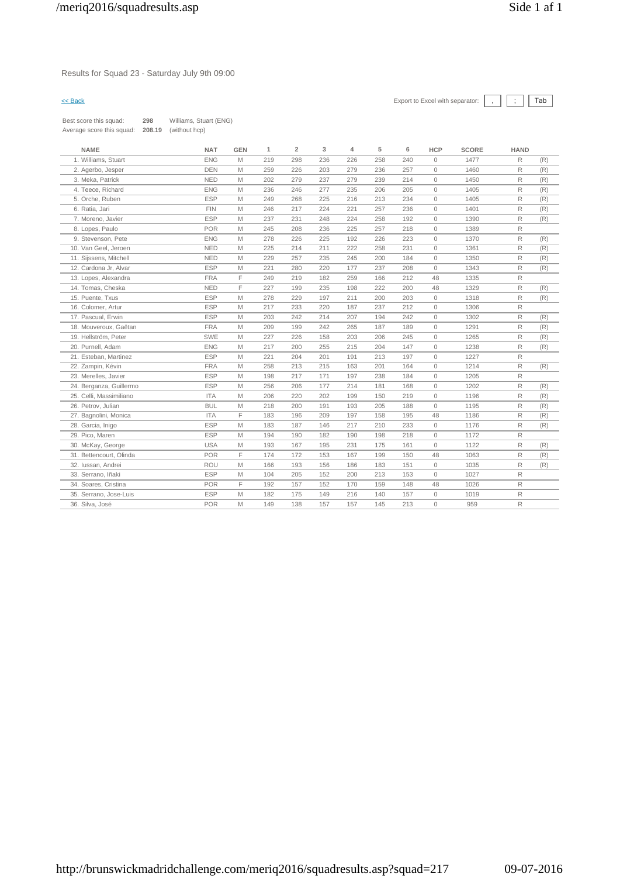Results for Squad 23 - Saturday July 9th 09:00

<< Back

Export to Excel with separator: , ; Tab

Best score this squad: **298** Williams, Stuart (ENG)
Average score this squad: **208.19** (without hcp)

| NAME | NAT | GEN | 1 | 2 | 3 | 4 | 5 | 6 | HCP | SCORE | HAND | |
|---|---|---|---|---|---|---|---|---|---|---|---|---|
| 1. Williams, Stuart | ENG | M | 219 | 298 | 236 | 226 | 258 | 240 | 0 | 1477 | R | (R) |
| 2. Agerbo, Jesper | DEN | M | 259 | 226 | 203 | 279 | 236 | 257 | 0 | 1460 | R | (R) |
| 3. Meka, Patrick | NED | M | 202 | 279 | 237 | 279 | 239 | 214 | 0 | 1450 | R | (R) |
| 4. Teece, Richard | ENG | M | 236 | 246 | 277 | 235 | 206 | 205 | 0 | 1405 | R | (R) |
| 5. Orche, Ruben | ESP | M | 249 | 268 | 225 | 216 | 213 | 234 | 0 | 1405 | R | (R) |
| 6. Ratia, Jari | FIN | M | 246 | 217 | 224 | 221 | 257 | 236 | 0 | 1401 | R | (R) |
| 7. Moreno, Javier | ESP | M | 237 | 231 | 248 | 224 | 258 | 192 | 0 | 1390 | R | (R) |
| 8. Lopes, Paulo | POR | M | 245 | 208 | 236 | 225 | 257 | 218 | 0 | 1389 | R | |
| 9. Stevenson, Pete | ENG | M | 278 | 226 | 225 | 192 | 226 | 223 | 0 | 1370 | R | (R) |
| 10. Van Geel, Jeroen | NED | M | 225 | 214 | 211 | 222 | 258 | 231 | 0 | 1361 | R | (R) |
| 11. Sijssens, Mitchell | NED | M | 229 | 257 | 235 | 245 | 200 | 184 | 0 | 1350 | R | (R) |
| 12. Cardona Jr, Alvar | ESP | M | 221 | 280 | 220 | 177 | 237 | 208 | 0 | 1343 | R | (R) |
| 13. Lopes, Alexandra | FRA | F | 249 | 219 | 182 | 259 | 166 | 212 | 48 | 1335 | R | |
| 14. Tomas, Cheska | NED | F | 227 | 199 | 235 | 198 | 222 | 200 | 48 | 1329 | R | (R) |
| 15. Puente, Txus | ESP | M | 278 | 229 | 197 | 211 | 200 | 203 | 0 | 1318 | R | (R) |
| 16. Colomer, Artur | ESP | M | 217 | 233 | 220 | 187 | 237 | 212 | 0 | 1306 | R | |
| 17. Pascual, Erwin | ESP | M | 203 | 242 | 214 | 207 | 194 | 242 | 0 | 1302 | R | (R) |
| 18. Mouveroux, Gaëtan | FRA | M | 209 | 199 | 242 | 265 | 187 | 189 | 0 | 1291 | R | (R) |
| 19. Hellström, Peter | SWE | M | 227 | 226 | 158 | 203 | 206 | 245 | 0 | 1265 | R | (R) |
| 20. Purnell, Adam | ENG | M | 217 | 200 | 255 | 215 | 204 | 147 | 0 | 1238 | R | (R) |
| 21. Esteban, Martinez | ESP | M | 221 | 204 | 201 | 191 | 213 | 197 | 0 | 1227 | R | |
| 22. Zampin, Kévin | FRA | M | 258 | 213 | 215 | 163 | 201 | 164 | 0 | 1214 | R | (R) |
| 23. Merelles, Javier | ESP | M | 198 | 217 | 171 | 197 | 238 | 184 | 0 | 1205 | R | |
| 24. Berganza, Guillermo | ESP | M | 256 | 206 | 177 | 214 | 181 | 168 | 0 | 1202 | R | (R) |
| 25. Celli, Massimiliano | ITA | M | 206 | 220 | 202 | 199 | 150 | 219 | 0 | 1196 | R | (R) |
| 26. Petrov, Julian | BUL | M | 218 | 200 | 191 | 193 | 205 | 188 | 0 | 1195 | R | (R) |
| 27. Bagnolini, Monica | ITA | F | 183 | 196 | 209 | 197 | 158 | 195 | 48 | 1186 | R | (R) |
| 28. Garcia, Inigo | ESP | M | 183 | 187 | 146 | 217 | 210 | 233 | 0 | 1176 | R | (R) |
| 29. Pico, Maren | ESP | M | 194 | 190 | 182 | 190 | 198 | 218 | 0 | 1172 | R | |
| 30. McKay, George | USA | M | 193 | 167 | 195 | 231 | 175 | 161 | 0 | 1122 | R | (R) |
| 31. Bettencourt, Olinda | POR | F | 174 | 172 | 153 | 167 | 199 | 150 | 48 | 1063 | R | (R) |
| 32. Iussan, Andrei | ROU | M | 166 | 193 | 156 | 186 | 183 | 151 | 0 | 1035 | R | (R) |
| 33. Serrano, Iñaki | ESP | M | 104 | 205 | 152 | 200 | 213 | 153 | 0 | 1027 | R | |
| 34. Soares, Cristina | POR | F | 192 | 157 | 152 | 170 | 159 | 148 | 48 | 1026 | R | |
| 35. Serrano, Jose-Luis | ESP | M | 182 | 175 | 149 | 216 | 140 | 157 | 0 | 1019 | R | |
| 36. Silva, José | POR | M | 149 | 138 | 157 | 157 | 145 | 213 | 0 | 959 | R | |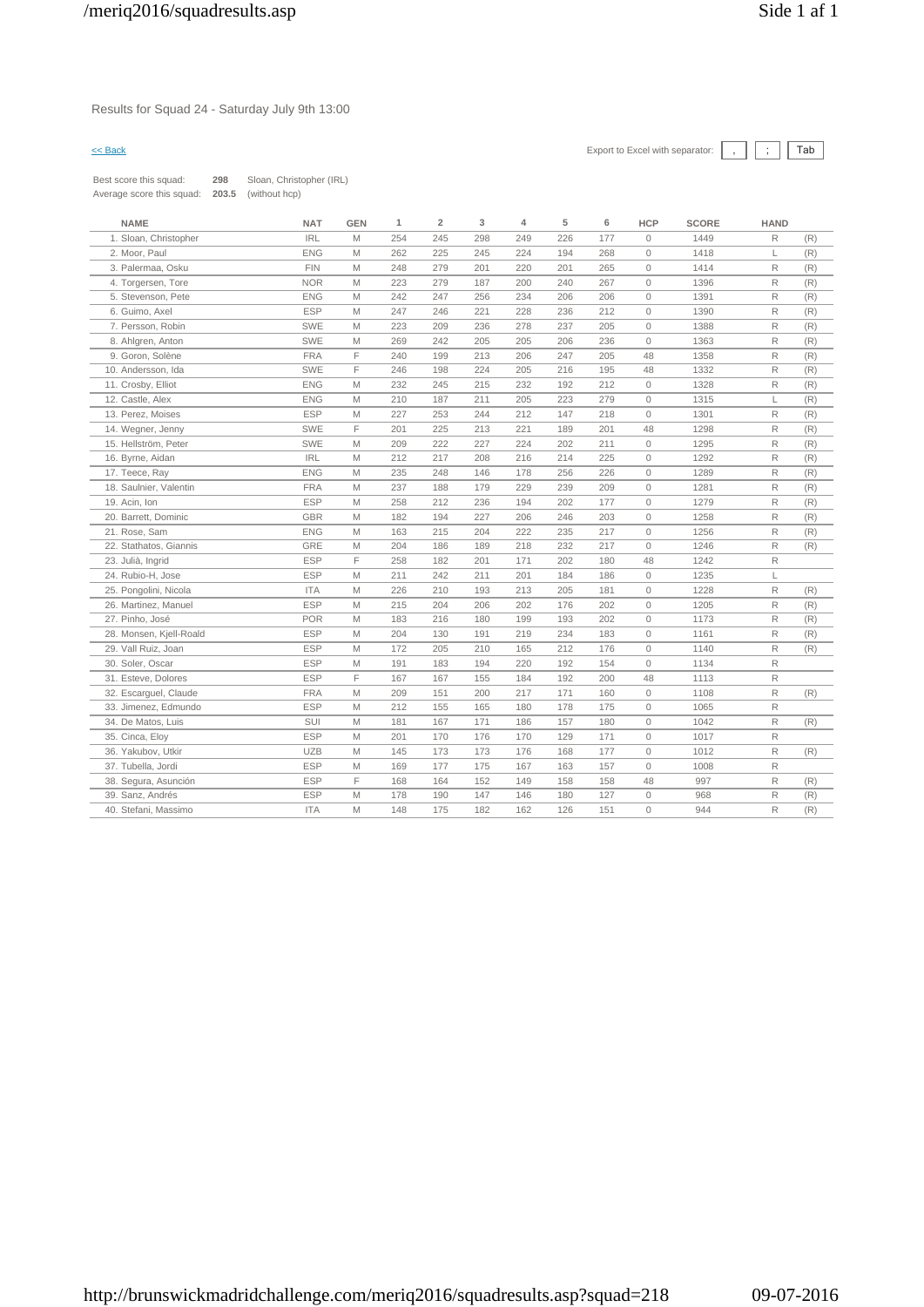Results for Squad 24 - Saturday July 9th 13:00

<< Back

Export to Excel with separator: , ; Tab

Best score this squad: **298** Sloan, Christopher (IRL)
Average score this squad: **203.5** (without hcp)

| NAME | NAT | GEN | 1 | 2 | 3 | 4 | 5 | 6 | HCP | SCORE | HAND | |
|---|---|---|---|---|---|---|---|---|---|---|---|---|
| 1. Sloan, Christopher | IRL | M | 254 | 245 | 298 | 249 | 226 | 177 | 0 | 1449 | R | (R) |
| 2. Moor, Paul | ENG | M | 262 | 225 | 245 | 224 | 194 | 268 | 0 | 1418 | L | (R) |
| 3. Palermaa, Osku | FIN | M | 248 | 279 | 201 | 220 | 201 | 265 | 0 | 1414 | R | (R) |
| 4. Torgersen, Tore | NOR | M | 223 | 279 | 187 | 200 | 240 | 267 | 0 | 1396 | R | (R) |
| 5. Stevenson, Pete | ENG | M | 242 | 247 | 256 | 234 | 206 | 206 | 0 | 1391 | R | (R) |
| 6. Guimo, Axel | ESP | M | 247 | 246 | 221 | 228 | 236 | 212 | 0 | 1390 | R | (R) |
| 7. Persson, Robin | SWE | M | 223 | 209 | 236 | 278 | 237 | 205 | 0 | 1388 | R | (R) |
| 8. Ahlgren, Anton | SWE | M | 269 | 242 | 205 | 205 | 206 | 236 | 0 | 1363 | R | (R) |
| 9. Goron, Solène | FRA | F | 240 | 199 | 213 | 206 | 247 | 205 | 48 | 1358 | R | (R) |
| 10. Andersson, Ida | SWE | F | 246 | 198 | 224 | 205 | 216 | 195 | 48 | 1332 | R | (R) |
| 11. Crosby, Elliot | ENG | M | 232 | 245 | 215 | 232 | 192 | 212 | 0 | 1328 | R | (R) |
| 12. Castle, Alex | ENG | M | 210 | 187 | 211 | 205 | 223 | 279 | 0 | 1315 | L | (R) |
| 13. Perez, Moises | ESP | M | 227 | 253 | 244 | 212 | 147 | 218 | 0 | 1301 | R | (R) |
| 14. Wegner, Jenny | SWE | F | 201 | 225 | 213 | 221 | 189 | 201 | 48 | 1298 | R | (R) |
| 15. Hellström, Peter | SWE | M | 209 | 222 | 227 | 224 | 202 | 211 | 0 | 1295 | R | (R) |
| 16. Byrne, Aidan | IRL | M | 212 | 217 | 208 | 216 | 214 | 225 | 0 | 1292 | R | (R) |
| 17. Teece, Ray | ENG | M | 235 | 248 | 146 | 178 | 256 | 226 | 0 | 1289 | R | (R) |
| 18. Saulnier, Valentin | FRA | M | 237 | 188 | 179 | 229 | 239 | 209 | 0 | 1281 | R | (R) |
| 19. Acin, Ion | ESP | M | 258 | 212 | 236 | 194 | 202 | 177 | 0 | 1279 | R | (R) |
| 20. Barrett, Dominic | GBR | M | 182 | 194 | 227 | 206 | 246 | 203 | 0 | 1258 | R | (R) |
| 21. Rose, Sam | ENG | M | 163 | 215 | 204 | 222 | 235 | 217 | 0 | 1256 | R | (R) |
| 22. Stathatos, Giannis | GRE | M | 204 | 186 | 189 | 218 | 232 | 217 | 0 | 1246 | R | (R) |
| 23. Julià, Ingrid | ESP | F | 258 | 182 | 201 | 171 | 202 | 180 | 48 | 1242 | R | |
| 24. Rubio-H, Jose | ESP | M | 211 | 242 | 211 | 201 | 184 | 186 | 0 | 1235 | L | |
| 25. Pongolini, Nicola | ITA | M | 226 | 210 | 193 | 213 | 205 | 181 | 0 | 1228 | R | (R) |
| 26. Martinez, Manuel | ESP | M | 215 | 204 | 206 | 202 | 176 | 202 | 0 | 1205 | R | (R) |
| 27. Pinho, José | POR | M | 183 | 216 | 180 | 199 | 193 | 202 | 0 | 1173 | R | (R) |
| 28. Monsen, Kjell-Roald | ESP | M | 204 | 130 | 191 | 219 | 234 | 183 | 0 | 1161 | R | (R) |
| 29. Vall Ruiz, Joan | ESP | M | 172 | 205 | 210 | 165 | 212 | 176 | 0 | 1140 | R | (R) |
| 30. Soler, Oscar | ESP | M | 191 | 183 | 194 | 220 | 192 | 154 | 0 | 1134 | R | |
| 31. Esteve, Dolores | ESP | F | 167 | 167 | 155 | 184 | 192 | 200 | 48 | 1113 | R | |
| 32. Escarguel, Claude | FRA | M | 209 | 151 | 200 | 217 | 171 | 160 | 0 | 1108 | R | (R) |
| 33. Jimenez, Edmundo | ESP | M | 212 | 155 | 165 | 180 | 178 | 175 | 0 | 1065 | R | |
| 34. De Matos, Luis | SUI | M | 181 | 167 | 171 | 186 | 157 | 180 | 0 | 1042 | R | (R) |
| 35. Cinca, Eloy | ESP | M | 201 | 170 | 176 | 170 | 129 | 171 | 0 | 1017 | R | |
| 36. Yakubov, Utkir | UZB | M | 145 | 173 | 173 | 176 | 168 | 177 | 0 | 1012 | R | (R) |
| 37. Tubella, Jordi | ESP | M | 169 | 177 | 175 | 167 | 163 | 157 | 0 | 1008 | R | |
| 38. Segura, Asunción | ESP | F | 168 | 164 | 152 | 149 | 158 | 158 | 48 | 997 | R | (R) |
| 39. Sanz, Andrés | ESP | M | 178 | 190 | 147 | 146 | 180 | 127 | 0 | 968 | R | (R) |
| 40. Stefani, Massimo | ITA | M | 148 | 175 | 182 | 162 | 126 | 151 | 0 | 944 | R | (R) |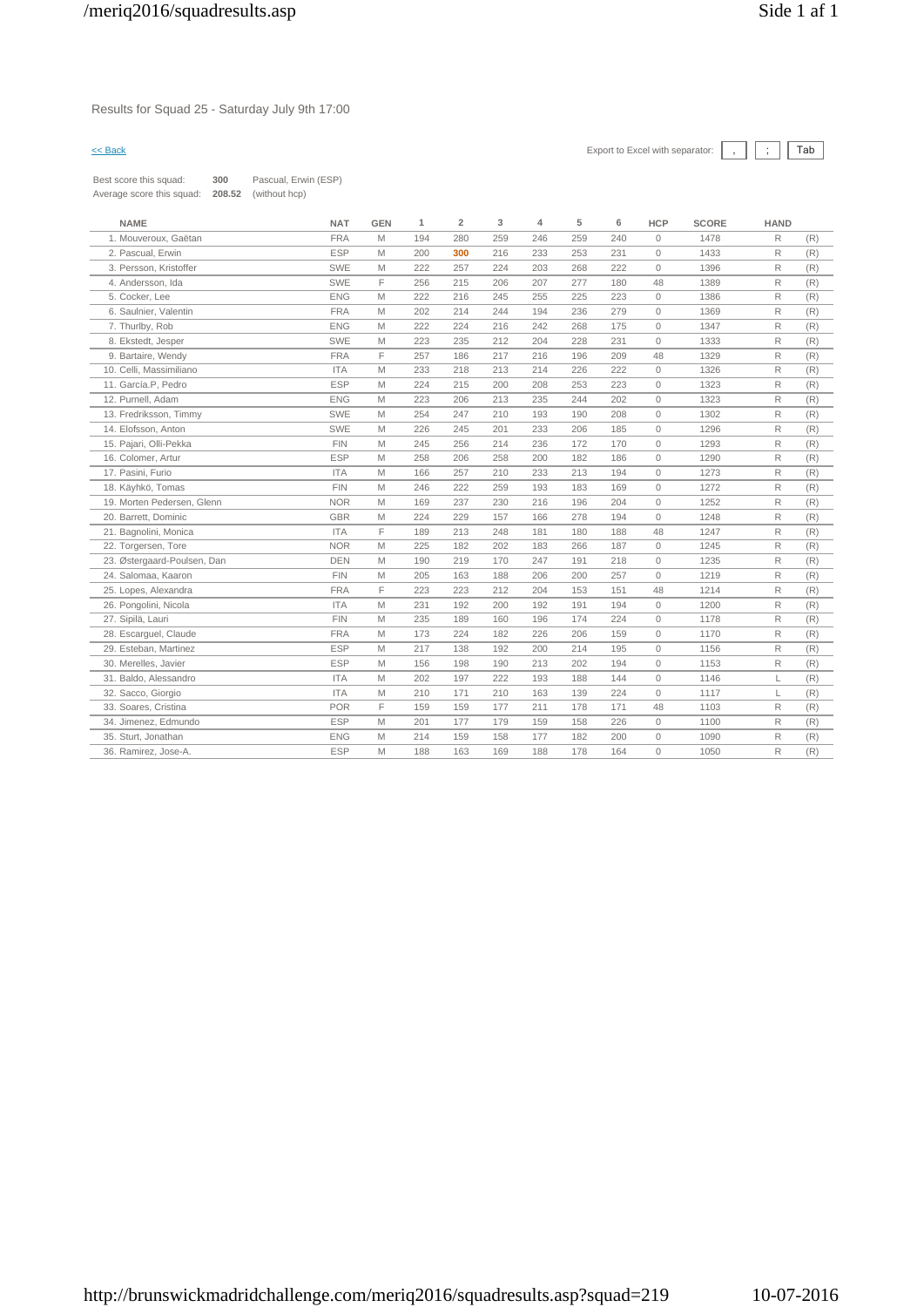Results for Squad 25 - Saturday July 9th 17:00

<< Back

Export to Excel with separator: , ; Tab

Best score this squad: **300** Pascual, Erwin (ESP)
Average score this squad: **208.52** (without hcp)

| NAME | NAT | GEN | 1 | 2 | 3 | 4 | 5 | 6 | HCP | SCORE | HAND | |
|---|---|---|---|---|---|---|---|---|---|---|---|---|
| 1. Mouveroux, Gaëtan | FRA | M | 194 | 280 | 259 | 246 | 259 | 240 | 0 | 1478 | R | (R) |
| 2. Pascual, Erwin | ESP | M | 200 | **300** | 216 | 233 | 253 | 231 | 0 | 1433 | R | (R) |
| 3. Persson, Kristoffer | SWE | M | 222 | 257 | 224 | 203 | 268 | 222 | 0 | 1396 | R | (R) |
| 4. Andersson, Ida | SWE | F | 256 | 215 | 206 | 207 | 277 | 180 | 48 | 1389 | R | (R) |
| 5. Cocker, Lee | ENG | M | 222 | 216 | 245 | 255 | 225 | 223 | 0 | 1386 | R | (R) |
| 6. Saulnier, Valentin | FRA | M | 202 | 214 | 244 | 194 | 236 | 279 | 0 | 1369 | R | (R) |
| 7. Thurlby, Rob | ENG | M | 222 | 224 | 216 | 242 | 268 | 175 | 0 | 1347 | R | (R) |
| 8. Ekstedt, Jesper | SWE | M | 223 | 235 | 212 | 204 | 228 | 231 | 0 | 1333 | R | (R) |
| 9. Bartaire, Wendy | FRA | F | 257 | 186 | 217 | 216 | 196 | 209 | 48 | 1329 | R | (R) |
| 10. Celli, Massimiliano | ITA | M | 233 | 218 | 213 | 214 | 226 | 222 | 0 | 1326 | R | (R) |
| 11. García.P, Pedro | ESP | M | 224 | 215 | 200 | 208 | 253 | 223 | 0 | 1323 | R | (R) |
| 12. Purnell, Adam | ENG | M | 223 | 206 | 213 | 235 | 244 | 202 | 0 | 1323 | R | (R) |
| 13. Fredriksson, Timmy | SWE | M | 254 | 247 | 210 | 193 | 190 | 208 | 0 | 1302 | R | (R) |
| 14. Elofsson, Anton | SWE | M | 226 | 245 | 201 | 233 | 206 | 185 | 0 | 1296 | R | (R) |
| 15. Pajari, Olli-Pekka | FIN | M | 245 | 256 | 214 | 236 | 172 | 170 | 0 | 1293 | R | (R) |
| 16. Colomer, Artur | ESP | M | 258 | 206 | 258 | 200 | 182 | 186 | 0 | 1290 | R | (R) |
| 17. Pasini, Furio | ITA | M | 166 | 257 | 210 | 233 | 213 | 194 | 0 | 1273 | R | (R) |
| 18. Käyhkö, Tomas | FIN | M | 246 | 222 | 259 | 193 | 183 | 169 | 0 | 1272 | R | (R) |
| 19. Morten Pedersen, Glenn | NOR | M | 169 | 237 | 230 | 216 | 196 | 204 | 0 | 1252 | R | (R) |
| 20. Barrett, Dominic | GBR | M | 224 | 229 | 157 | 166 | 278 | 194 | 0 | 1248 | R | (R) |
| 21. Bagnolini, Monica | ITA | F | 189 | 213 | 248 | 181 | 180 | 188 | 48 | 1247 | R | (R) |
| 22. Torgersen, Tore | NOR | M | 225 | 182 | 202 | 183 | 266 | 187 | 0 | 1245 | R | (R) |
| 23. Østergaard-Poulsen, Dan | DEN | M | 190 | 219 | 170 | 247 | 191 | 218 | 0 | 1235 | R | (R) |
| 24. Salomaa, Kaaron | FIN | M | 205 | 163 | 188 | 206 | 200 | 257 | 0 | 1219 | R | (R) |
| 25. Lopes, Alexandra | FRA | F | 223 | 223 | 212 | 204 | 153 | 151 | 48 | 1214 | R | (R) |
| 26. Pongolini, Nicola | ITA | M | 231 | 192 | 200 | 192 | 191 | 194 | 0 | 1200 | R | (R) |
| 27. Sipilä, Lauri | FIN | M | 235 | 189 | 160 | 196 | 174 | 224 | 0 | 1178 | R | (R) |
| 28. Escarguel, Claude | FRA | M | 173 | 224 | 182 | 226 | 206 | 159 | 0 | 1170 | R | (R) |
| 29. Esteban, Martinez | ESP | M | 217 | 138 | 192 | 200 | 214 | 195 | 0 | 1156 | R | (R) |
| 30. Merelles, Javier | ESP | M | 156 | 198 | 190 | 213 | 202 | 194 | 0 | 1153 | R | (R) |
| 31. Baldo, Alessandro | ITA | M | 202 | 197 | 222 | 193 | 188 | 144 | 0 | 1146 | L | (R) |
| 32. Sacco, Giorgio | ITA | M | 210 | 171 | 210 | 163 | 139 | 224 | 0 | 1117 | L | (R) |
| 33. Soares, Cristina | POR | F | 159 | 159 | 177 | 211 | 178 | 171 | 48 | 1103 | R | (R) |
| 34. Jimenez, Edmundo | ESP | M | 201 | 177 | 179 | 159 | 158 | 226 | 0 | 1100 | R | (R) |
| 35. Sturt, Jonathan | ENG | M | 214 | 159 | 158 | 177 | 182 | 200 | 0 | 1090 | R | (R) |
| 36. Ramirez, Jose-A. | ESP | M | 188 | 163 | 169 | 188 | 178 | 164 | 0 | 1050 | R | (R) |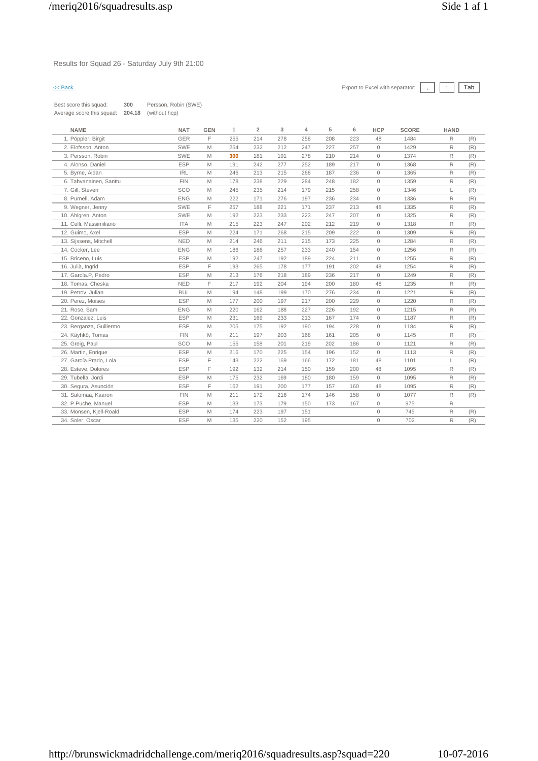Results for Squad 26 - Saturday July 9th 21:00

<< Back

Export to Excel with separator: , ; Tab

Best score this squad: **300** Persson, Robin (SWE)
Average score this squad: **204.18** (without hcp)

| NAME | NAT | GEN | 1 | 2 | 3 | 4 | 5 | 6 | HCP | SCORE | HAND | |
|---|---|---|---|---|---|---|---|---|---|---|---|---|
| 1. Pöppler, Birgit | GER | F | 255 | 214 | 278 | 258 | 208 | 223 | 48 | 1484 | R | (R) |
| 2. Elofsson, Anton | SWE | M | 254 | 232 | 212 | 247 | 227 | 257 | 0 | 1429 | R | (R) |
| 3. Persson, Robin | SWE | M | **300** | 181 | 191 | 278 | 210 | 214 | 0 | 1374 | R | (R) |
| 4. Alonso, Daniel | ESP | M | 191 | 242 | 277 | 252 | 189 | 217 | 0 | 1368 | R | (R) |
| 5. Byrne, Aidan | IRL | M | 246 | 213 | 215 | 268 | 187 | 236 | 0 | 1365 | R | (R) |
| 6. Tahvanainen, Santtu | FIN | M | 178 | 238 | 229 | 284 | 248 | 182 | 0 | 1359 | R | (R) |
| 7. Gill, Steven | SCO | M | 245 | 235 | 214 | 179 | 215 | 258 | 0 | 1346 | L | (R) |
| 8. Purnell, Adam | ENG | M | 222 | 171 | 276 | 197 | 236 | 234 | 0 | 1336 | R | (R) |
| 9. Wegner, Jenny | SWE | F | 257 | 188 | 221 | 171 | 237 | 213 | 48 | 1335 | R | (R) |
| 10. Ahlgren, Anton | SWE | M | 192 | 223 | 233 | 223 | 247 | 207 | 0 | 1325 | R | (R) |
| 11. Celli, Massimiliano | ITA | M | 215 | 223 | 247 | 202 | 212 | 219 | 0 | 1318 | R | (R) |
| 12. Guimo, Axel | ESP | M | 224 | 171 | 268 | 215 | 209 | 222 | 0 | 1309 | R | (R) |
| 13. Sijssens, Mitchell | NED | M | 214 | 246 | 211 | 215 | 173 | 225 | 0 | 1284 | R | (R) |
| 14. Cocker, Lee | ENG | M | 186 | 186 | 257 | 233 | 240 | 154 | 0 | 1256 | R | (R) |
| 15. Briceno, Luis | ESP | M | 192 | 247 | 192 | 189 | 224 | 211 | 0 | 1255 | R | (R) |
| 16. Julià, Ingrid | ESP | F | 193 | 265 | 178 | 177 | 191 | 202 | 48 | 1254 | R | (R) |
| 17. García.P, Pedro | ESP | M | 213 | 176 | 218 | 189 | 236 | 217 | 0 | 1249 | R | (R) |
| 18. Tomas, Cheska | NED | F | 217 | 192 | 204 | 194 | 200 | 180 | 48 | 1235 | R | (R) |
| 19. Petrov, Julian | BUL | M | 194 | 148 | 199 | 170 | 276 | 234 | 0 | 1221 | R | (R) |
| 20. Perez, Moises | ESP | M | 177 | 200 | 197 | 217 | 200 | 229 | 0 | 1220 | R | (R) |
| 21. Rose, Sam | ENG | M | 220 | 162 | 188 | 227 | 226 | 192 | 0 | 1215 | R | (R) |
| 22. Gonzalez, Luis | ESP | M | 231 | 169 | 233 | 213 | 167 | 174 | 0 | 1187 | R | (R) |
| 23. Berganza, Guillermo | ESP | M | 205 | 175 | 192 | 190 | 194 | 228 | 0 | 1184 | R | (R) |
| 24. Käyhkö, Tomas | FIN | M | 211 | 197 | 203 | 168 | 161 | 205 | 0 | 1145 | R | (R) |
| 25. Greig, Paul | SCO | M | 155 | 158 | 201 | 219 | 202 | 186 | 0 | 1121 | R | (R) |
| 26. Martin, Enrique | ESP | M | 216 | 170 | 225 | 154 | 196 | 152 | 0 | 1113 | R | (R) |
| 27. García.Prado, Lola | ESP | F | 143 | 222 | 169 | 166 | 172 | 181 | 48 | 1101 | L | (R) |
| 28. Esteve, Dolores | ESP | F | 192 | 132 | 214 | 150 | 159 | 200 | 48 | 1095 | R | (R) |
| 29. Tubella, Jordi | ESP | M | 175 | 232 | 169 | 180 | 180 | 159 | 0 | 1095 | R | (R) |
| 30. Segura, Asunción | ESP | F | 162 | 191 | 200 | 177 | 157 | 160 | 48 | 1095 | R | (R) |
| 31. Salomaa, Kaaron | FIN | M | 211 | 172 | 216 | 174 | 146 | 158 | 0 | 1077 | R | (R) |
| 32. P Puche, Manuel | ESP | M | 133 | 173 | 179 | 150 | 173 | 167 | 0 | 975 | R | |
| 33. Monsen, Kjell-Roald | ESP | M | 174 | 223 | 197 | 151 | | | 0 | 745 | R | (R) |
| 34. Soler, Oscar | ESP | M | 135 | 220 | 152 | 195 | | | 0 | 702 | R | (R) |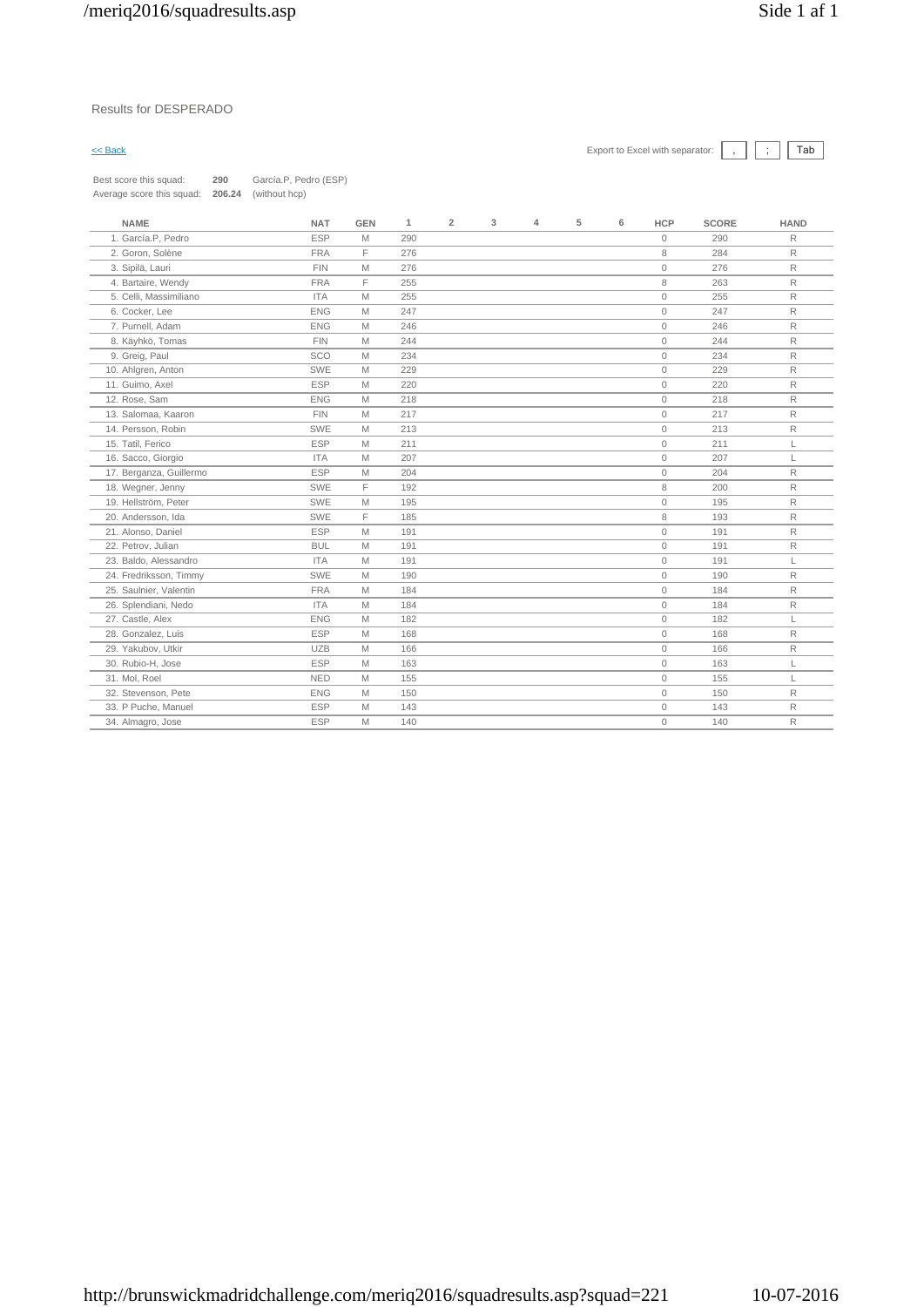Results for DESPERADO

<< Back

Export to Excel with separator: , ; Tab

Best score this squad: **290** García.P, Pedro (ESP)
Average score this squad: **206.24** (without hcp)

| NAME | NAT | GEN | 1 | 2 | 3 | 4 | 5 | 6 | HCP | SCORE | HAND |
|---|---|---|---|---|---|---|---|---|---|---|---|
| 1. García.P, Pedro | ESP | M | 290 | | | | | | 0 | 290 | R |
| 2. Goron, Solène | FRA | F | 276 | | | | | | 8 | 284 | R |
| 3. Sipilä, Lauri | FIN | M | 276 | | | | | | 0 | 276 | R |
| 4. Bartaire, Wendy | FRA | F | 255 | | | | | | 8 | 263 | R |
| 5. Celli, Massimiliano | ITA | M | 255 | | | | | | 0 | 255 | R |
| 6. Cocker, Lee | ENG | M | 247 | | | | | | 0 | 247 | R |
| 7. Purnell, Adam | ENG | M | 246 | | | | | | 0 | 246 | R |
| 8. Käyhkö, Tomas | FIN | M | 244 | | | | | | 0 | 244 | R |
| 9. Greig, Paul | SCO | M | 234 | | | | | | 0 | 234 | R |
| 10. Ahlgren, Anton | SWE | M | 229 | | | | | | 0 | 229 | R |
| 11. Guimo, Axel | ESP | M | 220 | | | | | | 0 | 220 | R |
| 12. Rose, Sam | ENG | M | 218 | | | | | | 0 | 218 | R |
| 13. Salomaa, Kaaron | FIN | M | 217 | | | | | | 0 | 217 | R |
| 14. Persson, Robin | SWE | M | 213 | | | | | | 0 | 213 | R |
| 15. Tatil, Ferico | ESP | M | 211 | | | | | | 0 | 211 | L |
| 16. Sacco, Giorgio | ITA | M | 207 | | | | | | 0 | 207 | L |
| 17. Berganza, Guillermo | ESP | M | 204 | | | | | | 0 | 204 | R |
| 18. Wegner, Jenny | SWE | F | 192 | | | | | | 8 | 200 | R |
| 19. Hellström, Peter | SWE | M | 195 | | | | | | 0 | 195 | R |
| 20. Andersson, Ida | SWE | F | 185 | | | | | | 8 | 193 | R |
| 21. Alonso, Daniel | ESP | M | 191 | | | | | | 0 | 191 | R |
| 22. Petrov, Julian | BUL | M | 191 | | | | | | 0 | 191 | R |
| 23. Baldo, Alessandro | ITA | M | 191 | | | | | | 0 | 191 | L |
| 24. Fredriksson, Timmy | SWE | M | 190 | | | | | | 0 | 190 | R |
| 25. Saulnier, Valentin | FRA | M | 184 | | | | | | 0 | 184 | R |
| 26. Splendiani, Nedo | ITA | M | 184 | | | | | | 0 | 184 | R |
| 27. Castle, Alex | ENG | M | 182 | | | | | | 0 | 182 | L |
| 28. Gonzalez, Luis | ESP | M | 168 | | | | | | 0 | 168 | R |
| 29. Yakubov, Utkir | UZB | M | 166 | | | | | | 0 | 166 | R |
| 30. Rubio-H, Jose | ESP | M | 163 | | | | | | 0 | 163 | L |
| 31. Mol, Roel | NED | M | 155 | | | | | | 0 | 155 | L |
| 32. Stevenson, Pete | ENG | M | 150 | | | | | | 0 | 150 | R |
| 33. P Puche, Manuel | ESP | M | 143 | | | | | | 0 | 143 | R |
| 34. Almagro, Jose | ESP | M | 140 | | | | | | 0 | 140 | R |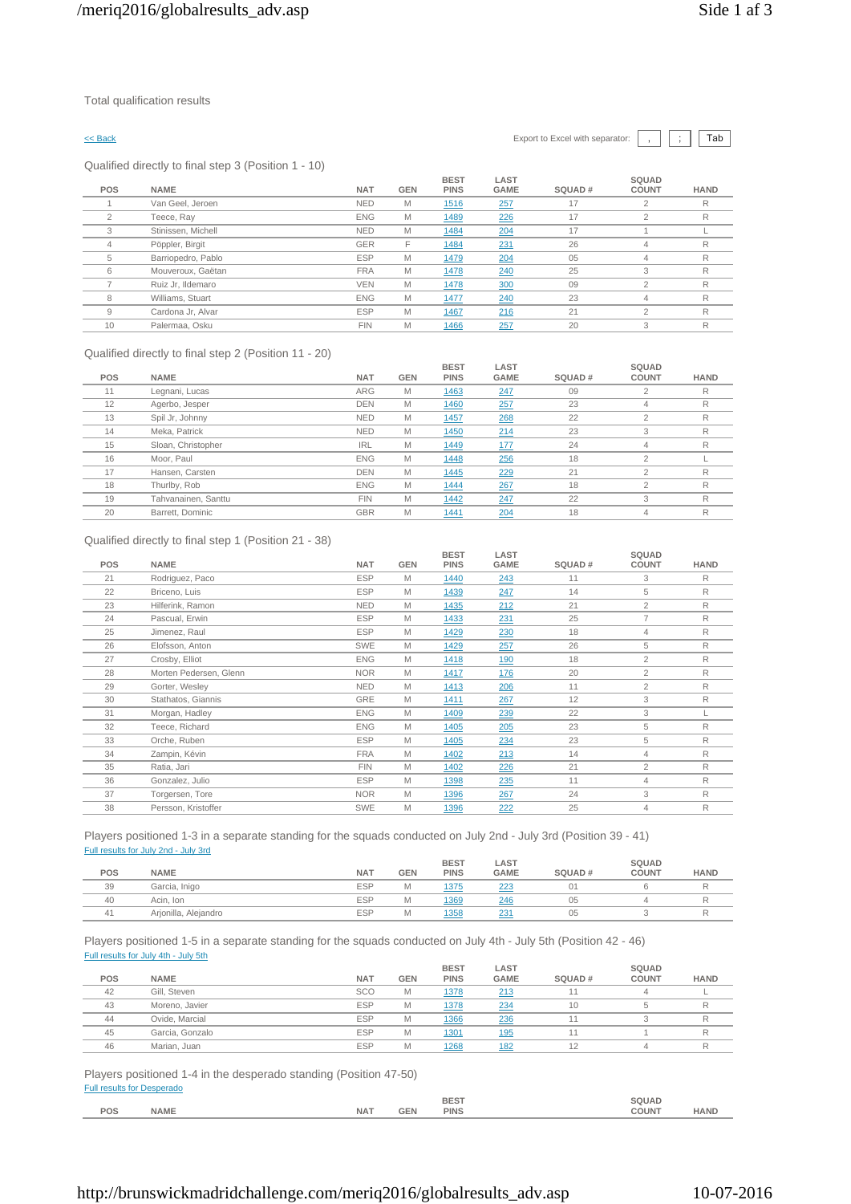Total qualification results

<< Back

Export to Excel with separator: | , | ; | Tab |

Qualified directly to final step 3 (Position 1 - 10)

| POS | NAME | NAT | GEN | BEST PINS | LAST GAME | SQUAD # | SQUAD COUNT | HAND |
|---|---|---|---|---|---|---|---|---|
| 1 | Van Geel, Jeroen | NED | M | 1516 | 257 | 17 | 2 | R |
| 2 | Teece, Ray | ENG | M | 1489 | 226 | 17 | 2 | R |
| 3 | Stinissen, Michell | NED | M | 1484 | 204 | 17 | 1 | L |
| 4 | Pöppler, Birgit | GER | F | 1484 | 231 | 26 | 4 | R |
| 5 | Barriopedro, Pablo | ESP | M | 1479 | 204 | 05 | 4 | R |
| 6 | Mouveroux, Gaëtan | FRA | M | 1478 | 240 | 25 | 3 | R |
| 7 | Ruiz Jr, Ildemaro | VEN | M | 1478 | 300 | 09 | 2 | R |
| 8 | Williams, Stuart | ENG | M | 1477 | 240 | 23 | 4 | R |
| 9 | Cardona Jr, Alvar | ESP | M | 1467 | 216 | 21 | 2 | R |
| 10 | Palermaa, Osku | FIN | M | 1466 | 257 | 20 | 3 | R |

Qualified directly to final step 2 (Position 11 - 20)

| POS | NAME | NAT | GEN | BEST PINS | LAST GAME | SQUAD # | SQUAD COUNT | HAND |
|---|---|---|---|---|---|---|---|---|
| 11 | Legnani, Lucas | ARG | M | 1463 | 247 | 09 | 2 | R |
| 12 | Agerbo, Jesper | DEN | M | 1460 | 257 | 23 | 4 | R |
| 13 | Spil Jr, Johnny | NED | M | 1457 | 268 | 22 | 2 | R |
| 14 | Meka, Patrick | NED | M | 1450 | 214 | 23 | 3 | R |
| 15 | Sloan, Christopher | IRL | M | 1449 | 177 | 24 | 4 | R |
| 16 | Moor, Paul | ENG | M | 1448 | 256 | 18 | 2 | L |
| 17 | Hansen, Carsten | DEN | M | 1445 | 229 | 21 | 2 | R |
| 18 | Thurlby, Rob | ENG | M | 1444 | 267 | 18 | 2 | R |
| 19 | Tahvanainen, Santtu | FIN | M | 1442 | 247 | 22 | 3 | R |
| 20 | Barrett, Dominic | GBR | M | 1441 | 204 | 18 | 4 | R |

Qualified directly to final step 1 (Position 21 - 38)

| POS | NAME | NAT | GEN | BEST PINS | LAST GAME | SQUAD # | SQUAD COUNT | HAND |
|---|---|---|---|---|---|---|---|---|
| 21 | Rodriguez, Paco | ESP | M | 1440 | 243 | 11 | 3 | R |
| 22 | Briceno, Luis | ESP | M | 1439 | 247 | 14 | 5 | R |
| 23 | Hilferink, Ramon | NED | M | 1435 | 212 | 21 | 2 | R |
| 24 | Pascual, Erwin | ESP | M | 1433 | 231 | 25 | 7 | R |
| 25 | Jimenez, Raul | ESP | M | 1429 | 230 | 18 | 4 | R |
| 26 | Elofsson, Anton | SWE | M | 1429 | 257 | 26 | 5 | R |
| 27 | Crosby, Elliot | ENG | M | 1418 | 190 | 18 | 2 | R |
| 28 | Morten Pedersen, Glenn | NOR | M | 1417 | 176 | 20 | 2 | R |
| 29 | Gorter, Wesley | NED | M | 1413 | 206 | 11 | 2 | R |
| 30 | Stathatos, Giannis | GRE | M | 1411 | 267 | 12 | 3 | R |
| 31 | Morgan, Hadley | ENG | M | 1409 | 239 | 22 | 3 | L |
| 32 | Teece, Richard | ENG | M | 1405 | 205 | 23 | 5 | R |
| 33 | Orche, Ruben | ESP | M | 1405 | 234 | 23 | 5 | R |
| 34 | Zampin, Kévin | FRA | M | 1402 | 213 | 14 | 4 | R |
| 35 | Ratia, Jari | FIN | M | 1402 | 226 | 21 | 2 | R |
| 36 | Gonzalez, Julio | ESP | M | 1398 | 235 | 11 | 4 | R |
| 37 | Torgersen, Tore | NOR | M | 1396 | 267 | 24 | 3 | R |
| 38 | Persson, Kristoffer | SWE | M | 1396 | 222 | 25 | 4 | R |

Players positioned 1-3 in a separate standing for the squads conducted on July 2nd - July 3rd (Position 39 - 41)

Full results for July 2nd - July 3rd

| POS | NAME | NAT | GEN | BEST PINS | LAST GAME | SQUAD # | SQUAD COUNT | HAND |
|---|---|---|---|---|---|---|---|---|
| 39 | Garcia, Inigo | ESP | M | 1375 | 223 | 01 | 6 | R |
| 40 | Acin, Ion | ESP | M | 1369 | 246 | 05 | 4 | R |
| 41 | Arjonilla, Alejandro | ESP | M | 1358 | 231 | 05 | 3 | R |

Players positioned 1-5 in a separate standing for the squads conducted on July 4th - July 5th (Position 42 - 46)

Full results for July 4th - July 5th

| POS | NAME | NAT | GEN | BEST PINS | LAST GAME | SQUAD # | SQUAD COUNT | HAND |
|---|---|---|---|---|---|---|---|---|
| 42 | Gill, Steven | SCO | M | 1378 | 213 | 11 | 4 | L |
| 43 | Moreno, Javier | ESP | M | 1378 | 234 | 10 | 5 | R |
| 44 | Ovide, Marcial | ESP | M | 1366 | 236 | 11 | 3 | R |
| 45 | Garcia, Gonzalo | ESP | M | 1301 | 195 | 11 | 1 | R |
| 46 | Marian, Juan | ESP | M | 1268 | 182 | 12 | 4 | R |

Players positioned 1-4 in the desperado standing (Position 47-50)

Full results for Desperado

| POS | NAME | NAT | GEN | BEST PINS | SQUAD COUNT | HAND |
|---|---|---|---|---|---|---|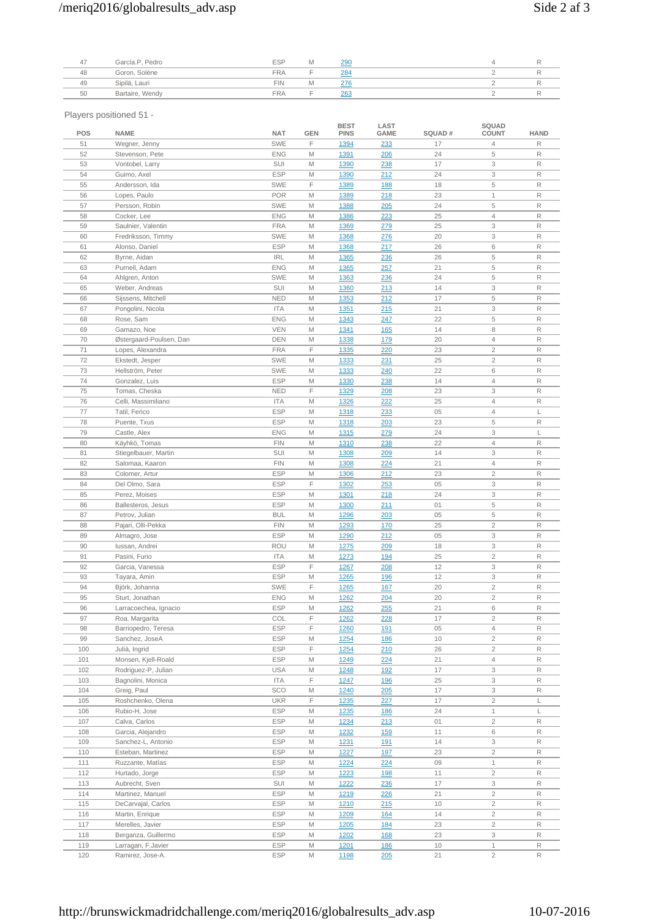| 47 | García.P, Pedro | ESP | M | 290 | | | 4 | R |
|---|---|---|---|---|---|---|---|---|
| 48 | Goron, Solène | FRA | F | 284 | | | 2 | R |
| 49 | Sipilä, Lauri | FIN | M | 276 | | | 2 | R |
| 50 | Bartaire, Wendy | FRA | F | 263 | | | 2 | R |

Players positioned 51 -

| POS | NAME | NAT | GEN | BEST PINS | LAST GAME | SQUAD # | SQUAD COUNT | HAND |
|---|---|---|---|---|---|---|---|---|
| 51 | Wegner, Jenny | SWE | F | 1394 | 233 | 17 | 4 | R |
| 52 | Stevenson, Pete | ENG | M | 1391 | 206 | 24 | 5 | R |
| 53 | Vontobel, Larry | SUI | M | 1390 | 238 | 17 | 3 | R |
| 54 | Guimo, Axel | ESP | M | 1390 | 212 | 24 | 3 | R |
| 55 | Andersson, Ida | SWE | F | 1389 | 188 | 18 | 5 | R |
| 56 | Lopes, Paulo | POR | M | 1389 | 218 | 23 | 1 | R |
| 57 | Persson, Robin | SWE | M | 1388 | 205 | 24 | 5 | R |
| 58 | Cocker, Lee | ENG | M | 1386 | 223 | 25 | 4 | R |
| 59 | Saulnier, Valentin | FRA | M | 1369 | 279 | 25 | 3 | R |
| 60 | Fredriksson, Timmy | SWE | M | 1368 | 276 | 20 | 3 | R |
| 61 | Alonso, Daniel | ESP | M | 1368 | 217 | 26 | 6 | R |
| 62 | Byrne, Aidan | IRL | M | 1365 | 236 | 26 | 5 | R |
| 63 | Purnell, Adam | ENG | M | 1365 | 257 | 21 | 5 | R |
| 64 | Ahlgren, Anton | SWE | M | 1363 | 236 | 24 | 5 | R |
| 65 | Weber, Andreas | SUI | M | 1360 | 213 | 14 | 3 | R |
| 66 | Sijssens, Mitchell | NED | M | 1353 | 212 | 17 | 5 | R |
| 67 | Pongolini, Nicola | ITA | M | 1351 | 215 | 21 | 3 | R |
| 68 | Rose, Sam | ENG | M | 1343 | 247 | 22 | 5 | R |
| 69 | Gamazo, Noe | VEN | M | 1341 | 165 | 14 | 8 | R |
| 70 | Østergaard-Poulsen, Dan | DEN | M | 1338 | 179 | 20 | 4 | R |
| 71 | Lopes, Alexandra | FRA | F | 1335 | 220 | 23 | 2 | R |
| 72 | Ekstedt, Jesper | SWE | M | 1333 | 231 | 25 | 2 | R |
| 73 | Hellström, Peter | SWE | M | 1333 | 240 | 22 | 6 | R |
| 74 | Gonzalez, Luis | ESP | M | 1330 | 238 | 14 | 4 | R |
| 75 | Tomas, Cheska | NED | F | 1329 | 208 | 23 | 3 | R |
| 76 | Celli, Massimiliano | ITA | M | 1326 | 222 | 25 | 4 | R |
| 77 | Tatil, Ferico | ESP | M | 1318 | 233 | 05 | 4 | L |
| 78 | Puente, Txus | ESP | M | 1318 | 203 | 23 | 5 | R |
| 79 | Castle, Alex | ENG | M | 1315 | 279 | 24 | 3 | L |
| 80 | Käyhkö, Tomas | FIN | M | 1310 | 238 | 22 | 4 | R |
| 81 | Stiegelbauer, Martin | SUI | M | 1308 | 209 | 14 | 3 | R |
| 82 | Salomaa, Kaaron | FIN | M | 1308 | 224 | 21 | 4 | R |
| 83 | Colomer, Artur | ESP | M | 1306 | 212 | 23 | 2 | R |
| 84 | Del Olmo, Sara | ESP | F | 1302 | 253 | 05 | 3 | R |
| 85 | Perez, Moises | ESP | M | 1301 | 218 | 24 | 3 | R |
| 86 | Ballesteros, Jesus | ESP | M | 1300 | 211 | 01 | 5 | R |
| 87 | Petrov, Julian | BUL | M | 1296 | 203 | 05 | 5 | R |
| 88 | Pajari, Olli-Pekka | FIN | M | 1293 | 170 | 25 | 2 | R |
| 89 | Almagro, Jose | ESP | M | 1290 | 212 | 05 | 3 | R |
| 90 | Iussan, Andrei | ROU | M | 1275 | 209 | 18 | 3 | R |
| 91 | Pasini, Furio | ITA | M | 1273 | 194 | 25 | 2 | R |
| 92 | Garcia, Vanessa | ESP | F | 1267 | 208 | 12 | 3 | R |
| 93 | Tayara, Amin | ESP | M | 1265 | 196 | 12 | 3 | R |
| 94 | Björk, Johanna | SWE | F | 1265 | 167 | 20 | 2 | R |
| 95 | Sturt, Jonathan | ENG | M | 1262 | 204 | 20 | 2 | R |
| 96 | Larracoechea, Ignacio | ESP | M | 1262 | 255 | 21 | 6 | R |
| 97 | Roa, Margarita | COL | F | 1262 | 228 | 17 | 2 | R |
| 98 | Barriopedro, Teresa | ESP | F | 1260 | 191 | 05 | 4 | R |
| 99 | Sanchez, JoseA | ESP | M | 1254 | 186 | 10 | 2 | R |
| 100 | Julià, Ingrid | ESP | F | 1254 | 210 | 26 | 2 | R |
| 101 | Monsen, Kjell-Roald | ESP | M | 1249 | 224 | 21 | 4 | R |
| 102 | Rodriguez-P, Julian | USA | M | 1248 | 192 | 17 | 3 | R |
| 103 | Bagnolini, Monica | ITA | F | 1247 | 196 | 25 | 3 | R |
| 104 | Greig, Paul | SCO | M | 1240 | 205 | 17 | 3 | R |
| 105 | Roshchenko, Olena | UKR | F | 1235 | 227 | 17 | 2 | L |
| 106 | Rubio-H, Jose | ESP | M | 1235 | 186 | 24 | 1 | L |
| 107 | Calva, Carlos | ESP | M | 1234 | 213 | 01 | 2 | R |
| 108 | Garcia, Alejandro | ESP | M | 1232 | 159 | 11 | 6 | R |
| 109 | Sanchez-L, Antonio | ESP | M | 1231 | 191 | 14 | 3 | R |
| 110 | Esteban, Martinez | ESP | M | 1227 | 197 | 23 | 2 | R |
| 111 | Ruzzante, Matías | ESP | M | 1224 | 224 | 09 | 1 | R |
| 112 | Hurtado, Jorge | ESP | M | 1223 | 198 | 11 | 2 | R |
| 113 | Aubrecht, Sven | SUI | M | 1222 | 236 | 17 | 3 | R |
| 114 | Martinez, Manuel | ESP | M | 1219 | 226 | 21 | 2 | R |
| 115 | DeCarvajal, Carlos | ESP | M | 1210 | 215 | 10 | 2 | R |
| 116 | Martin, Enrique | ESP | M | 1209 | 164 | 14 | 2 | R |
| 117 | Merelles, Javier | ESP | M | 1205 | 184 | 23 | 2 | R |
| 118 | Berganza, Guillermo | ESP | M | 1202 | 168 | 23 | 3 | R |
| 119 | Larragan, F.Javier | ESP | M | 1201 | 186 | 10 | 1 | R |
| 120 | Ramirez, Jose-A. | ESP | M | 1198 | 205 | 21 | 2 | R |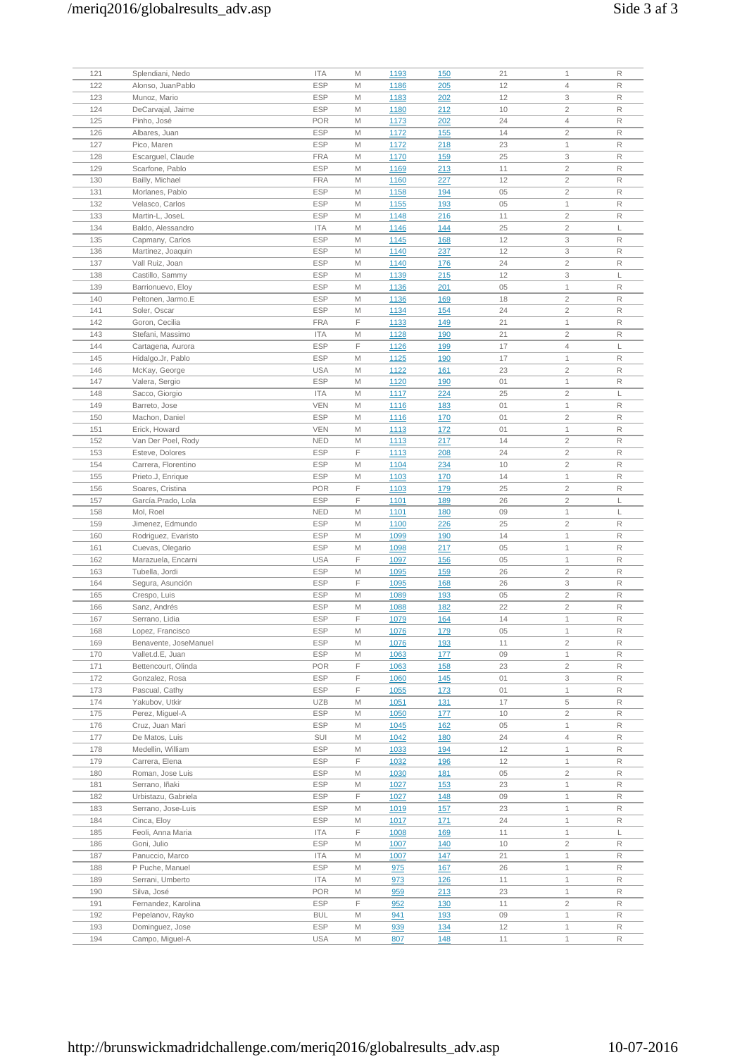| | | | | | | | | |
|---|---|---|---|---|---|---|---|---|
| 121 | Splendiani, Nedo | ITA | M | 1193 | 150 | 21 | 1 | R |
| 122 | Alonso, JuanPablo | ESP | M | 1186 | 205 | 12 | 4 | R |
| 123 | Munoz, Mario | ESP | M | 1183 | 202 | 12 | 3 | R |
| 124 | DeCarvajal, Jaime | ESP | M | 1180 | 212 | 10 | 2 | R |
| 125 | Pinho, José | POR | M | 1173 | 202 | 24 | 4 | R |
| 126 | Albares, Juan | ESP | M | 1172 | 155 | 14 | 2 | R |
| 127 | Pico, Maren | ESP | M | 1172 | 218 | 23 | 1 | R |
| 128 | Escarguel, Claude | FRA | M | 1170 | 159 | 25 | 3 | R |
| 129 | Scarfone, Pablo | ESP | M | 1169 | 213 | 11 | 2 | R |
| 130 | Bailly, Michael | FRA | M | 1160 | 227 | 12 | 2 | R |
| 131 | Morlanes, Pablo | ESP | M | 1158 | 194 | 05 | 2 | R |
| 132 | Velasco, Carlos | ESP | M | 1155 | 193 | 05 | 1 | R |
| 133 | Martin-L, JoseL | ESP | M | 1148 | 216 | 11 | 2 | R |
| 134 | Baldo, Alessandro | ITA | M | 1146 | 144 | 25 | 2 | L |
| 135 | Capmany, Carlos | ESP | M | 1145 | 168 | 12 | 3 | R |
| 136 | Martinez, Joaquin | ESP | M | 1140 | 237 | 12 | 3 | R |
| 137 | Vall Ruiz, Joan | ESP | M | 1140 | 176 | 24 | 2 | R |
| 138 | Castillo, Sammy | ESP | M | 1139 | 215 | 12 | 3 | L |
| 139 | Barrionuevo, Eloy | ESP | M | 1136 | 201 | 05 | 1 | R |
| 140 | Peltonen, Jarmo.E | ESP | M | 1136 | 169 | 18 | 2 | R |
| 141 | Soler, Oscar | ESP | M | 1134 | 154 | 24 | 2 | R |
| 142 | Goron, Cecilia | FRA | F | 1133 | 149 | 21 | 1 | R |
| 143 | Stefani, Massimo | ITA | M | 1128 | 190 | 21 | 2 | R |
| 144 | Cartagena, Aurora | ESP | F | 1126 | 199 | 17 | 4 | L |
| 145 | Hidalgo.Jr, Pablo | ESP | M | 1125 | 190 | 17 | 1 | R |
| 146 | McKay, George | USA | M | 1122 | 161 | 23 | 2 | R |
| 147 | Valera, Sergio | ESP | M | 1120 | 190 | 01 | 1 | R |
| 148 | Sacco, Giorgio | ITA | M | 1117 | 224 | 25 | 2 | L |
| 149 | Barreto, Jose | VEN | M | 1116 | 183 | 01 | 1 | R |
| 150 | Machon, Daniel | ESP | M | 1116 | 170 | 01 | 2 | R |
| 151 | Erick, Howard | VEN | M | 1113 | 172 | 01 | 1 | R |
| 152 | Van Der Poel, Rody | NED | M | 1113 | 217 | 14 | 2 | R |
| 153 | Esteve, Dolores | ESP | F | 1113 | 208 | 24 | 2 | R |
| 154 | Carrera, Florentino | ESP | M | 1104 | 234 | 10 | 2 | R |
| 155 | Prieto.J, Enrique | ESP | M | 1103 | 170 | 14 | 1 | R |
| 156 | Soares, Cristina | POR | F | 1103 | 179 | 25 | 2 | R |
| 157 | García.Prado, Lola | ESP | F | 1101 | 189 | 26 | 2 | L |
| 158 | Mol, Roel | NED | M | 1101 | 180 | 09 | 1 | L |
| 159 | Jimenez, Edmundo | ESP | M | 1100 | 226 | 25 | 2 | R |
| 160 | Rodriguez, Evaristo | ESP | M | 1099 | 190 | 14 | 1 | R |
| 161 | Cuevas, Olegario | ESP | M | 1098 | 217 | 05 | 1 | R |
| 162 | Marazuela, Encarni | USA | F | 1097 | 156 | 05 | 1 | R |
| 163 | Tubella, Jordi | ESP | M | 1095 | 159 | 26 | 2 | R |
| 164 | Segura, Asunción | ESP | F | 1095 | 168 | 26 | 3 | R |
| 165 | Crespo, Luis | ESP | M | 1089 | 193 | 05 | 2 | R |
| 166 | Sanz, Andrés | ESP | M | 1088 | 182 | 22 | 2 | R |
| 167 | Serrano, Lidia | ESP | F | 1079 | 164 | 14 | 1 | R |
| 168 | Lopez, Francisco | ESP | M | 1076 | 179 | 05 | 1 | R |
| 169 | Benavente, JoseManuel | ESP | M | 1076 | 193 | 11 | 2 | R |
| 170 | Vallet.d.E, Juan | ESP | M | 1063 | 177 | 09 | 1 | R |
| 171 | Bettencourt, Olinda | POR | F | 1063 | 158 | 23 | 2 | R |
| 172 | Gonzalez, Rosa | ESP | F | 1060 | 145 | 01 | 3 | R |
| 173 | Pascual, Cathy | ESP | F | 1055 | 173 | 01 | 1 | R |
| 174 | Yakubov, Utkir | UZB | M | 1051 | 131 | 17 | 5 | R |
| 175 | Perez, Miguel-A | ESP | M | 1050 | 177 | 10 | 2 | R |
| 176 | Cruz, Juan Mari | ESP | M | 1045 | 162 | 05 | 1 | R |
| 177 | De Matos, Luis | SUI | M | 1042 | 180 | 24 | 4 | R |
| 178 | Medellin, William | ESP | M | 1033 | 194 | 12 | 1 | R |
| 179 | Carrera, Elena | ESP | F | 1032 | 196 | 12 | 1 | R |
| 180 | Roman, Jose Luis | ESP | M | 1030 | 181 | 05 | 2 | R |
| 181 | Serrano, Iñaki | ESP | M | 1027 | 153 | 23 | 1 | R |
| 182 | Urbistazu, Gabriela | ESP | F | 1027 | 148 | 09 | 1 | R |
| 183 | Serrano, Jose-Luis | ESP | M | 1019 | 157 | 23 | 1 | R |
| 184 | Cinca, Eloy | ESP | M | 1017 | 171 | 24 | 1 | R |
| 185 | Feoli, Anna Maria | ITA | F | 1008 | 169 | 11 | 1 | L |
| 186 | Goni, Julio | ESP | M | 1007 | 140 | 10 | 2 | R |
| 187 | Panuccio, Marco | ITA | M | 1007 | 147 | 21 | 1 | R |
| 188 | P Puche, Manuel | ESP | M | 975 | 167 | 26 | 1 | R |
| 189 | Serrani, Umberto | ITA | M | 973 | 126 | 11 | 1 | R |
| 190 | Silva, José | POR | M | 959 | 213 | 23 | 1 | R |
| 191 | Fernandez, Karolina | ESP | F | 952 | 130 | 11 | 2 | R |
| 192 | Pepelanov, Rayko | BUL | M | 941 | 193 | 09 | 1 | R |
| 193 | Dominguez, Jose | ESP | M | 939 | 134 | 12 | 1 | R |
| 194 | Campo, Miguel-A | USA | M | 807 | 148 | 11 | 1 | R |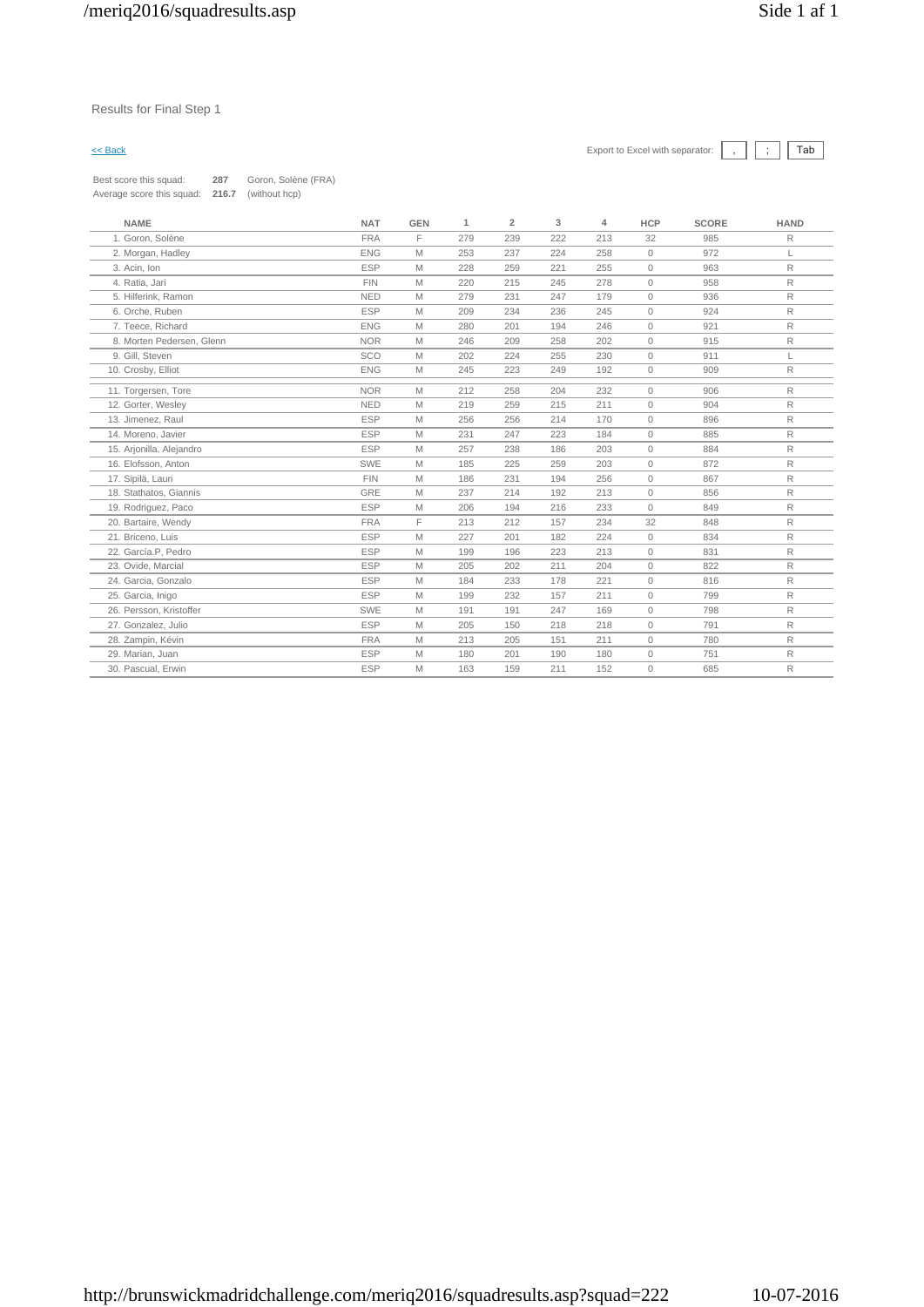Results for Final Step 1

<< Back

Export to Excel with separator: , ; Tab

Best score this squad: **287** Goron, Solène (FRA)
Average score this squad: **216.7** (without hcp)

| NAME | NAT | GEN | 1 | 2 | 3 | 4 | HCP | SCORE | HAND |
|---|---|---|---|---|---|---|---|---|---|
| 1. Goron, Solène | FRA | F | 279 | 239 | 222 | 213 | 32 | 985 | R |
| 2. Morgan, Hadley | ENG | M | 253 | 237 | 224 | 258 | 0 | 972 | L |
| 3. Acin, Ion | ESP | M | 228 | 259 | 221 | 255 | 0 | 963 | R |
| 4. Ratia, Jari | FIN | M | 220 | 215 | 245 | 278 | 0 | 958 | R |
| 5. Hilferink, Ramon | NED | M | 279 | 231 | 247 | 179 | 0 | 936 | R |
| 6. Orche, Ruben | ESP | M | 209 | 234 | 236 | 245 | 0 | 924 | R |
| 7. Teece, Richard | ENG | M | 280 | 201 | 194 | 246 | 0 | 921 | R |
| 8. Morten Pedersen, Glenn | NOR | M | 246 | 209 | 258 | 202 | 0 | 915 | R |
| 9. Gill, Steven | SCO | M | 202 | 224 | 255 | 230 | 0 | 911 | L |
| 10. Crosby, Elliot | ENG | M | 245 | 223 | 249 | 192 | 0 | 909 | R |
| 11. Torgersen, Tore | NOR | M | 212 | 258 | 204 | 232 | 0 | 906 | R |
| 12. Gorter, Wesley | NED | M | 219 | 259 | 215 | 211 | 0 | 904 | R |
| 13. Jimenez, Raul | ESP | M | 256 | 256 | 214 | 170 | 0 | 896 | R |
| 14. Moreno, Javier | ESP | M | 231 | 247 | 223 | 184 | 0 | 885 | R |
| 15. Arjonilla, Alejandro | ESP | M | 257 | 238 | 186 | 203 | 0 | 884 | R |
| 16. Elofsson, Anton | SWE | M | 185 | 225 | 259 | 203 | 0 | 872 | R |
| 17. Sipilä, Lauri | FIN | M | 186 | 231 | 194 | 256 | 0 | 867 | R |
| 18. Stathatos, Giannis | GRE | M | 237 | 214 | 192 | 213 | 0 | 856 | R |
| 19. Rodriguez, Paco | ESP | M | 206 | 194 | 216 | 233 | 0 | 849 | R |
| 20. Bartaire, Wendy | FRA | F | 213 | 212 | 157 | 234 | 32 | 848 | R |
| 21. Briceno, Luis | ESP | M | 227 | 201 | 182 | 224 | 0 | 834 | R |
| 22. García.P, Pedro | ESP | M | 199 | 196 | 223 | 213 | 0 | 831 | R |
| 23. Ovide, Marcial | ESP | M | 205 | 202 | 211 | 204 | 0 | 822 | R |
| 24. Garcia, Gonzalo | ESP | M | 184 | 233 | 178 | 221 | 0 | 816 | R |
| 25. Garcia, Inigo | ESP | M | 199 | 232 | 157 | 211 | 0 | 799 | R |
| 26. Persson, Kristoffer | SWE | M | 191 | 191 | 247 | 169 | 0 | 798 | R |
| 27. Gonzalez, Julio | ESP | M | 205 | 150 | 218 | 218 | 0 | 791 | R |
| 28. Zampin, Kévin | FRA | M | 213 | 205 | 151 | 211 | 0 | 780 | R |
| 29. Marian, Juan | ESP | M | 180 | 201 | 190 | 180 | 0 | 751 | R |
| 30. Pascual, Erwin | ESP | M | 163 | 159 | 211 | 152 | 0 | 685 | R |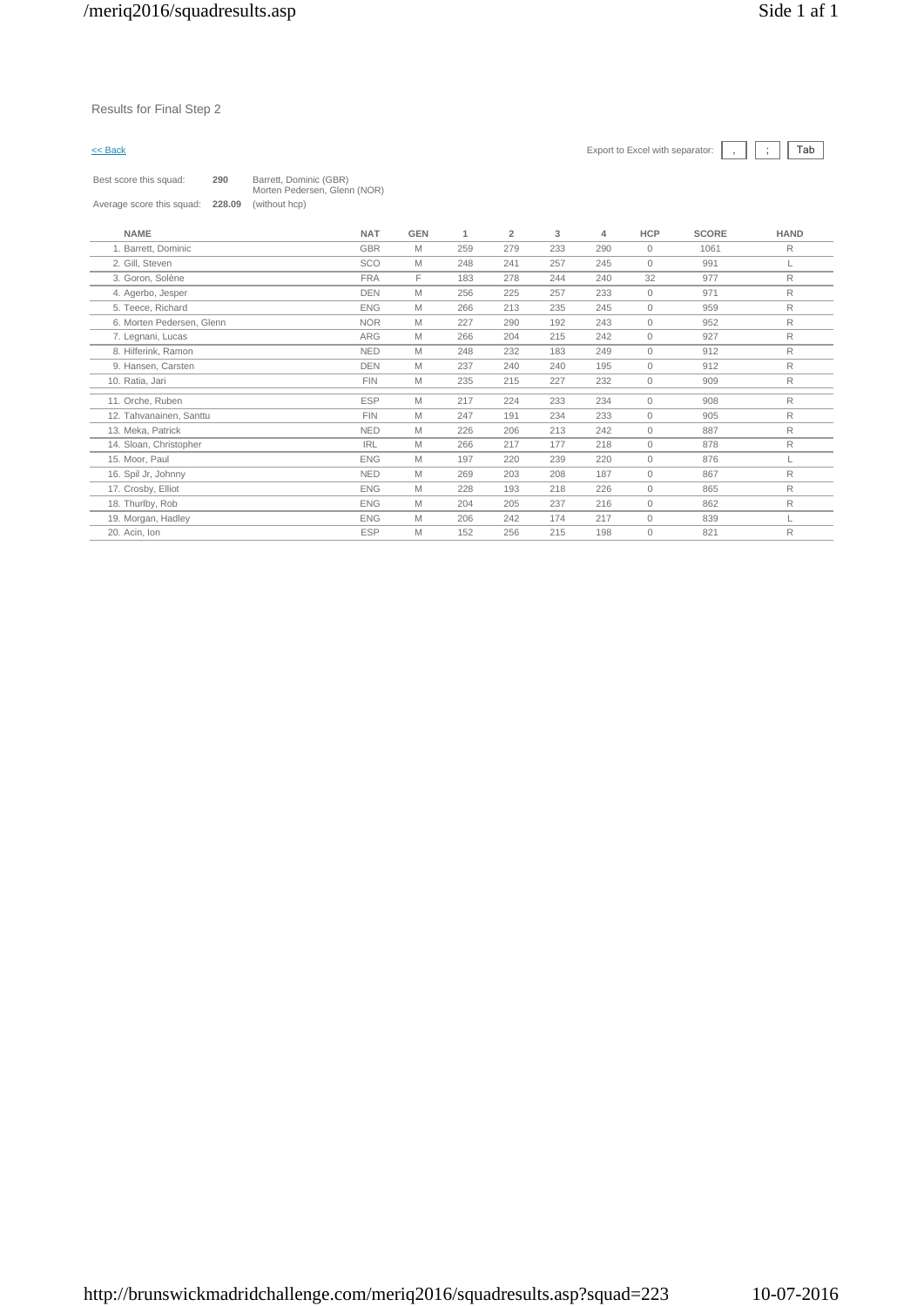Results for Final Step 2

<< Back

Export to Excel with separator: , ; Tab

Best score this squad: **290** Barrett, Dominic (GBR) Morten Pedersen, Glenn (NOR)

Average score this squad: **228.09** (without hcp)

| NAME | NAT | GEN | 1 | 2 | 3 | 4 | HCP | SCORE | HAND |
|---|---|---|---|---|---|---|---|---|---|
| 1. Barrett, Dominic | GBR | M | 259 | 279 | 233 | 290 | 0 | 1061 | R |
| 2. Gill, Steven | SCO | M | 248 | 241 | 257 | 245 | 0 | 991 | L |
| 3. Goron, Solène | FRA | F | 183 | 278 | 244 | 240 | 32 | 977 | R |
| 4. Agerbo, Jesper | DEN | M | 256 | 225 | 257 | 233 | 0 | 971 | R |
| 5. Teece, Richard | ENG | M | 266 | 213 | 235 | 245 | 0 | 959 | R |
| 6. Morten Pedersen, Glenn | NOR | M | 227 | 290 | 192 | 243 | 0 | 952 | R |
| 7. Legnani, Lucas | ARG | M | 266 | 204 | 215 | 242 | 0 | 927 | R |
| 8. Hilferink, Ramon | NED | M | 248 | 232 | 183 | 249 | 0 | 912 | R |
| 9. Hansen, Carsten | DEN | M | 237 | 240 | 240 | 195 | 0 | 912 | R |
| 10. Ratia, Jari | FIN | M | 235 | 215 | 227 | 232 | 0 | 909 | R |
| 11. Orche, Ruben | ESP | M | 217 | 224 | 233 | 234 | 0 | 908 | R |
| 12. Tahvanainen, Santtu | FIN | M | 247 | 191 | 234 | 233 | 0 | 905 | R |
| 13. Meka, Patrick | NED | M | 226 | 206 | 213 | 242 | 0 | 887 | R |
| 14. Sloan, Christopher | IRL | M | 266 | 217 | 177 | 218 | 0 | 878 | R |
| 15. Moor, Paul | ENG | M | 197 | 220 | 239 | 220 | 0 | 876 | L |
| 16. Spil Jr, Johnny | NED | M | 269 | 203 | 208 | 187 | 0 | 867 | R |
| 17. Crosby, Elliot | ENG | M | 228 | 193 | 218 | 226 | 0 | 865 | R |
| 18. Thurlby, Rob | ENG | M | 204 | 205 | 237 | 216 | 0 | 862 | R |
| 19. Morgan, Hadley | ENG | M | 206 | 242 | 174 | 217 | 0 | 839 | L |
| 20. Acin, Ion | ESP | M | 152 | 256 | 215 | 198 | 0 | 821 | R |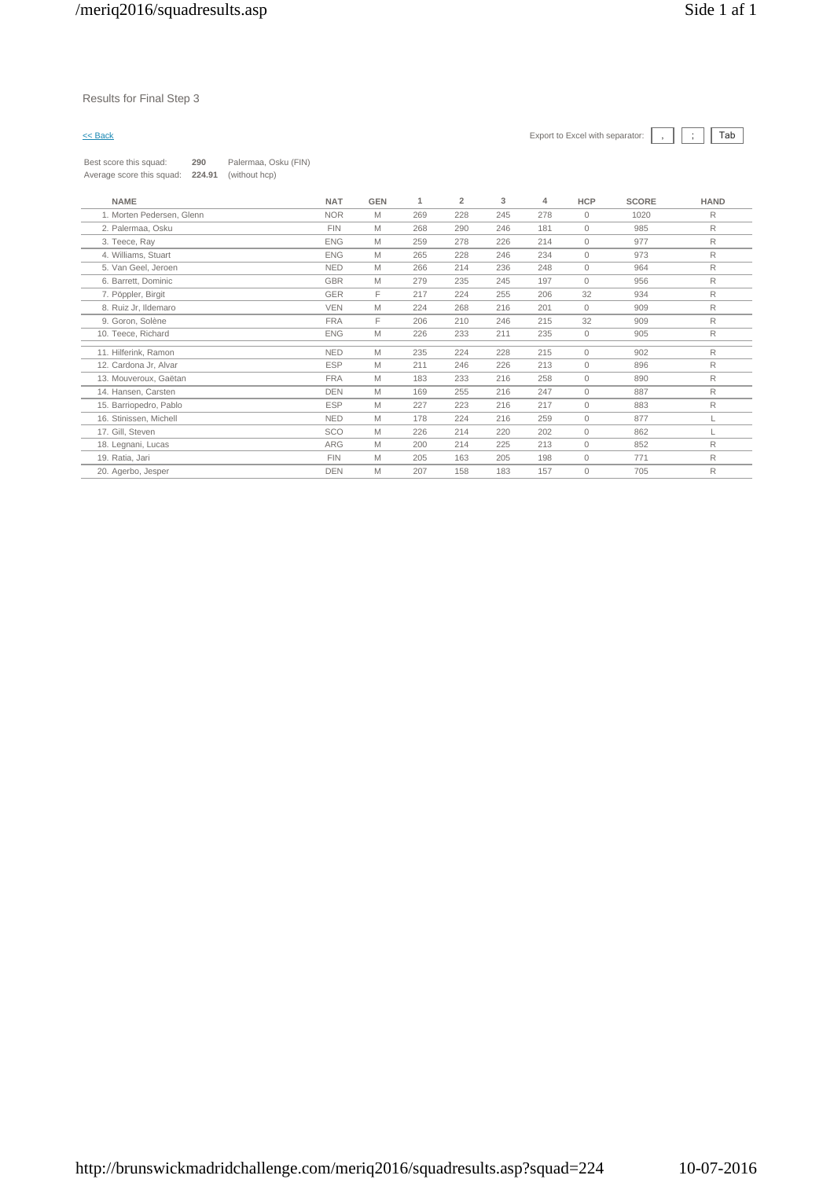Results for Final Step 3

<< Back

Export to Excel with separator: , ; Tab

Best score this squad: **290** Palermaa, Osku (FIN)
Average score this squad: **224.91** (without hcp)

| NAME | NAT | GEN | 1 | 2 | 3 | 4 | HCP | SCORE | HAND |
|---|---|---|---|---|---|---|---|---|---|
| 1. Morten Pedersen, Glenn | NOR | M | 269 | 228 | 245 | 278 | 0 | 1020 | R |
| 2. Palermaa, Osku | FIN | M | 268 | 290 | 246 | 181 | 0 | 985 | R |
| 3. Teece, Ray | ENG | M | 259 | 278 | 226 | 214 | 0 | 977 | R |
| 4. Williams, Stuart | ENG | M | 265 | 228 | 246 | 234 | 0 | 973 | R |
| 5. Van Geel, Jeroen | NED | M | 266 | 214 | 236 | 248 | 0 | 964 | R |
| 6. Barrett, Dominic | GBR | M | 279 | 235 | 245 | 197 | 0 | 956 | R |
| 7. Pöppler, Birgit | GER | F | 217 | 224 | 255 | 206 | 32 | 934 | R |
| 8. Ruiz Jr, Ildemaro | VEN | M | 224 | 268 | 216 | 201 | 0 | 909 | R |
| 9. Goron, Solène | FRA | F | 206 | 210 | 246 | 215 | 32 | 909 | R |
| 10. Teece, Richard | ENG | M | 226 | 233 | 211 | 235 | 0 | 905 | R |
| 11. Hilferink, Ramon | NED | M | 235 | 224 | 228 | 215 | 0 | 902 | R |
| 12. Cardona Jr, Alvar | ESP | M | 211 | 246 | 226 | 213 | 0 | 896 | R |
| 13. Mouveroux, Gaëtan | FRA | M | 183 | 233 | 216 | 258 | 0 | 890 | R |
| 14. Hansen, Carsten | DEN | M | 169 | 255 | 216 | 247 | 0 | 887 | R |
| 15. Barriopedro, Pablo | ESP | M | 227 | 223 | 216 | 217 | 0 | 883 | R |
| 16. Stinissen, Michell | NED | M | 178 | 224 | 216 | 259 | 0 | 877 | L |
| 17. Gill, Steven | SCO | M | 226 | 214 | 220 | 202 | 0 | 862 | L |
| 18. Legnani, Lucas | ARG | M | 200 | 214 | 225 | 213 | 0 | 852 | R |
| 19. Ratia, Jari | FIN | M | 205 | 163 | 205 | 198 | 0 | 771 | R |
| 20. Agerbo, Jesper | DEN | M | 207 | 158 | 183 | 157 | 0 | 705 | R |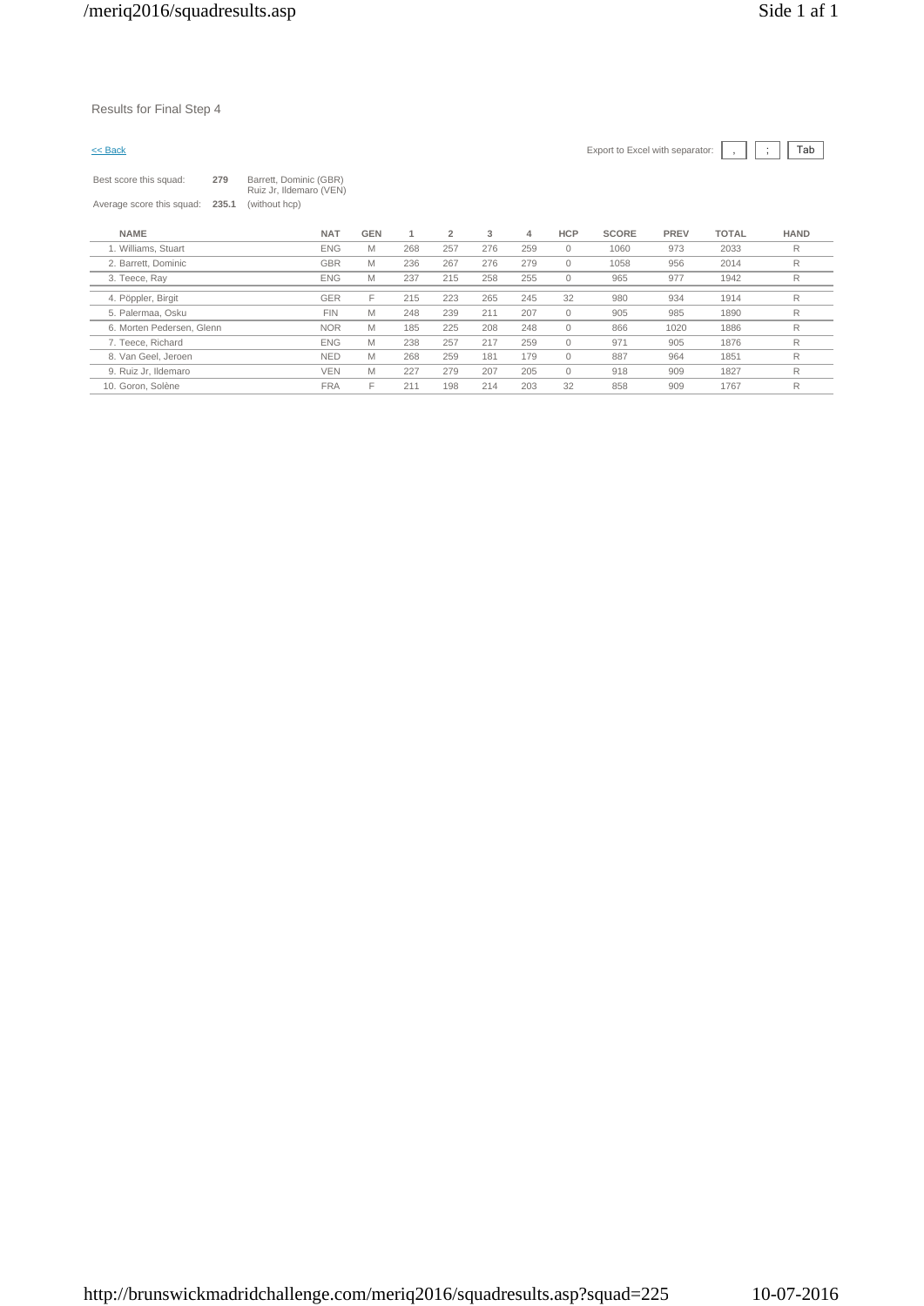Results for Final Step 4

<< Back

Export to Excel with separator: , ; Tab

Best score this squad: **279** Barrett, Dominic (GBR) Ruiz Jr, Ildemaro (VEN)

Average score this squad: **235.1** (without hcp)

| NAME | NAT | GEN | 1 | 2 | 3 | 4 | HCP | SCORE | PREV | TOTAL | HAND |
|---|---|---|---|---|---|---|---|---|---|---|---|
| 1. Williams, Stuart | ENG | M | 268 | 257 | 276 | 259 | 0 | 1060 | 973 | 2033 | R |
| 2. Barrett, Dominic | GBR | M | 236 | 267 | 276 | 279 | 0 | 1058 | 956 | 2014 | R |
| 3. Teece, Ray | ENG | M | 237 | 215 | 258 | 255 | 0 | 965 | 977 | 1942 | R |
| 4. Pöppler, Birgit | GER | F | 215 | 223 | 265 | 245 | 32 | 980 | 934 | 1914 | R |
| 5. Palermaa, Osku | FIN | M | 248 | 239 | 211 | 207 | 0 | 905 | 985 | 1890 | R |
| 6. Morten Pedersen, Glenn | NOR | M | 185 | 225 | 208 | 248 | 0 | 866 | 1020 | 1886 | R |
| 7. Teece, Richard | ENG | M | 238 | 257 | 217 | 259 | 0 | 971 | 905 | 1876 | R |
| 8. Van Geel, Jeroen | NED | M | 268 | 259 | 181 | 179 | 0 | 887 | 964 | 1851 | R |
| 9. Ruiz Jr, Ildemaro | VEN | M | 227 | 279 | 207 | 205 | 0 | 918 | 909 | 1827 | R |
| 10. Goron, Solène | FRA | F | 211 | 198 | 214 | 203 | 32 | 858 | 909 | 1767 | R |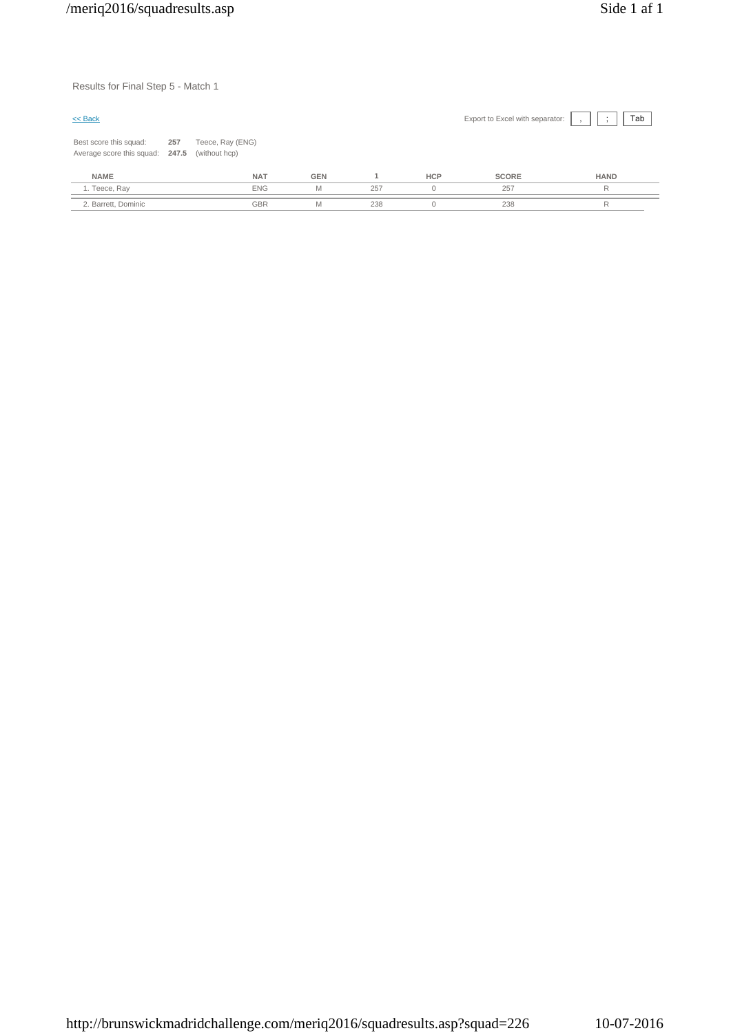Results for Final Step 5 - Match 1

<< Back

Export to Excel with separator: , ; Tab

Best score this squad: **257** Teece, Ray (ENG)
Average score this squad: **247.5** (without hcp)

| NAME | NAT | GEN | 1 | HCP | SCORE | HAND |
|---|---|---|---|---|---|---|
| 1. Teece, Ray | ENG | M | 257 | 0 | 257 | R |
| 2. Barrett, Dominic | GBR | M | 238 | 0 | 238 | R |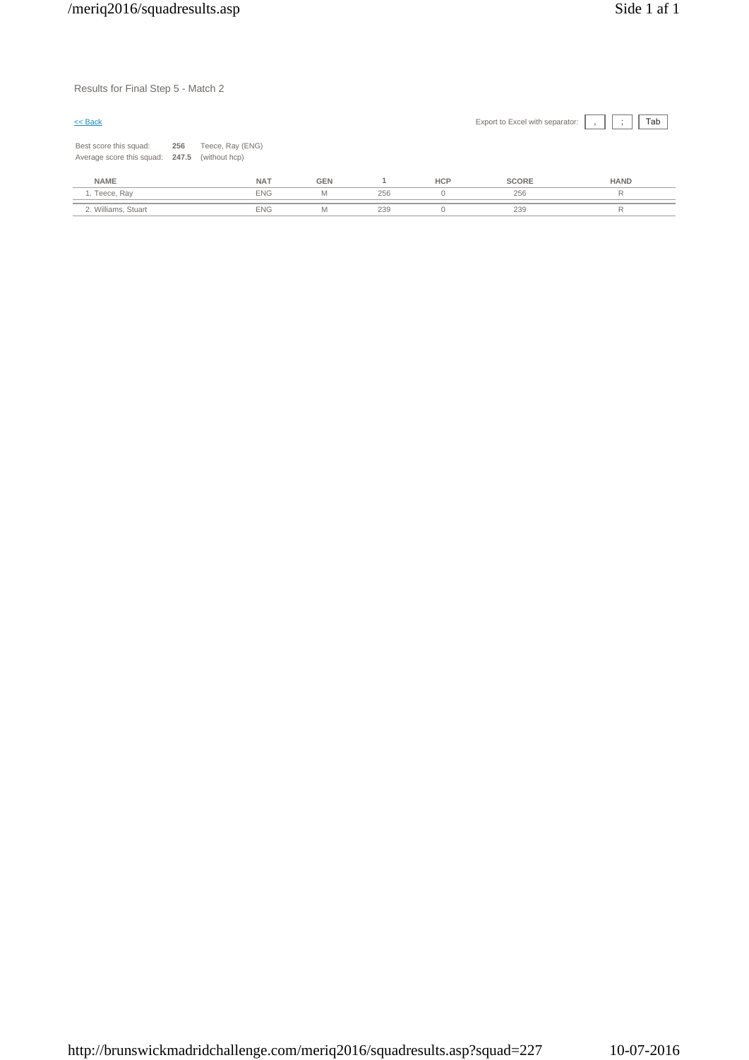Results for Final Step 5 - Match 2

<< Back

Export to Excel with separator: , ; Tab

Best score this squad: **256** Teece, Ray (ENG)
Average score this squad: **247.5** (without hcp)

| NAME | NAT | GEN | 1 | HCP | SCORE | HAND |
|---|---|---|---|---|---|---|
| 1. Teece, Ray | ENG | M | 256 | 0 | 256 | R |
| 2. Williams, Stuart | ENG | M | 239 | 0 | 239 | R |